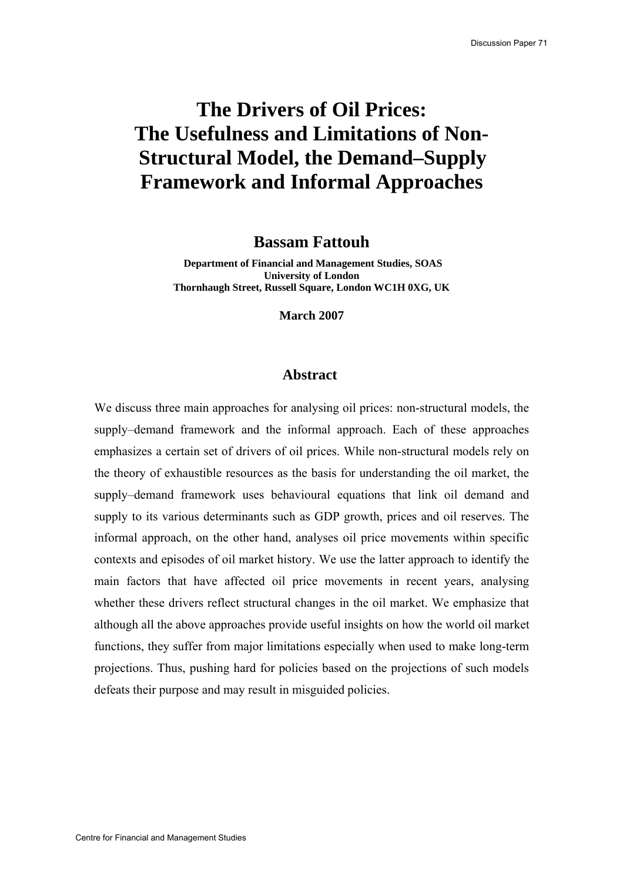# The Drivers of Oil Prices: The Usefulness and Limitations of Non-Structural Model, the Demand–Supply Framework and Informal Approaches

## Bassam Fattouh

**Department of Financial and Management Studies, SOAS**
**University of London**
**Thornhaugh Street, Russell Square, London WC1H 0XG, UK**

**March 2007**

## Abstract

We discuss three main approaches for analysing oil prices: non-structural models, the supply–demand framework and the informal approach. Each of these approaches emphasizes a certain set of drivers of oil prices. While non-structural models rely on the theory of exhaustible resources as the basis for understanding the oil market, the supply–demand framework uses behavioural equations that link oil demand and supply to its various determinants such as GDP growth, prices and oil reserves. The informal approach, on the other hand, analyses oil price movements within specific contexts and episodes of oil market history. We use the latter approach to identify the main factors that have affected oil price movements in recent years, analysing whether these drivers reflect structural changes in the oil market. We emphasize that although all the above approaches provide useful insights on how the world oil market functions, they suffer from major limitations especially when used to make long-term projections. Thus, pushing hard for policies based on the projections of such models defeats their purpose and may result in misguided policies.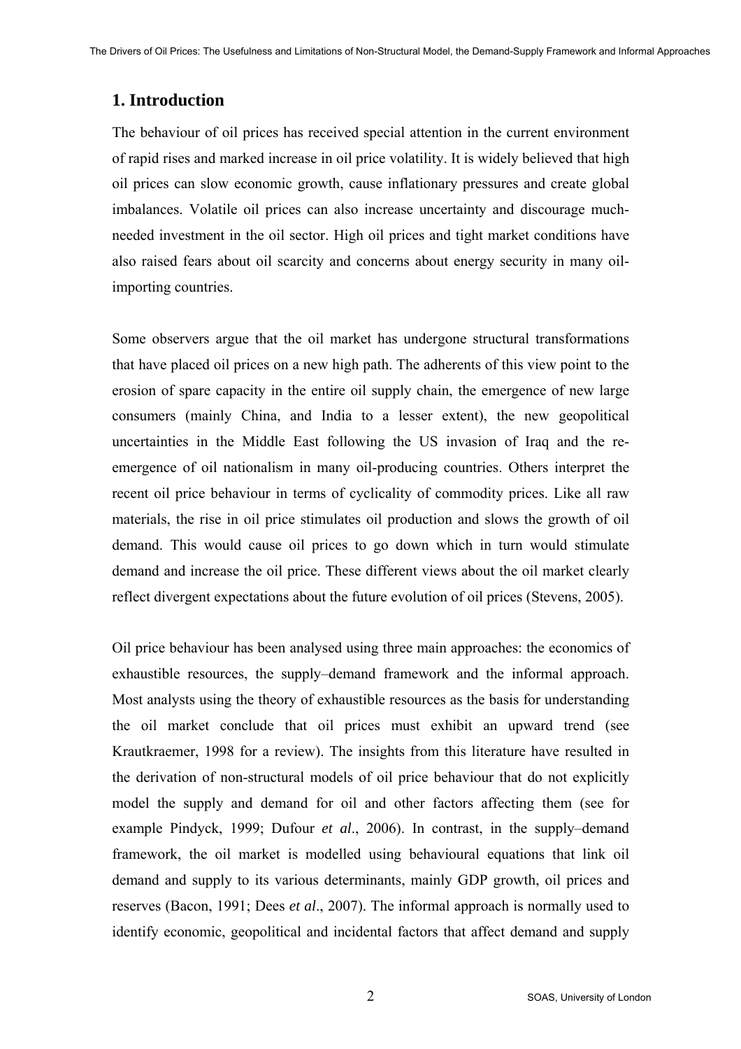## 1. Introduction

The behaviour of oil prices has received special attention in the current environment of rapid rises and marked increase in oil price volatility. It is widely believed that high oil prices can slow economic growth, cause inflationary pressures and create global imbalances. Volatile oil prices can also increase uncertainty and discourage much-needed investment in the oil sector. High oil prices and tight market conditions have also raised fears about oil scarcity and concerns about energy security in many oil-importing countries.

Some observers argue that the oil market has undergone structural transformations that have placed oil prices on a new high path. The adherents of this view point to the erosion of spare capacity in the entire oil supply chain, the emergence of new large consumers (mainly China, and India to a lesser extent), the new geopolitical uncertainties in the Middle East following the US invasion of Iraq and the re-emergence of oil nationalism in many oil-producing countries. Others interpret the recent oil price behaviour in terms of cyclicality of commodity prices. Like all raw materials, the rise in oil price stimulates oil production and slows the growth of oil demand. This would cause oil prices to go down which in turn would stimulate demand and increase the oil price. These different views about the oil market clearly reflect divergent expectations about the future evolution of oil prices (Stevens, 2005).

Oil price behaviour has been analysed using three main approaches: the economics of exhaustible resources, the supply–demand framework and the informal approach. Most analysts using the theory of exhaustible resources as the basis for understanding the oil market conclude that oil prices must exhibit an upward trend (see Krautkraemer, 1998 for a review). The insights from this literature have resulted in the derivation of non-structural models of oil price behaviour that do not explicitly model the supply and demand for oil and other factors affecting them (see for example Pindyck, 1999; Dufour *et al*., 2006). In contrast, in the supply–demand framework, the oil market is modelled using behavioural equations that link oil demand and supply to its various determinants, mainly GDP growth, oil prices and reserves (Bacon, 1991; Dees *et al*., 2007). The informal approach is normally used to identify economic, geopolitical and incidental factors that affect demand and supply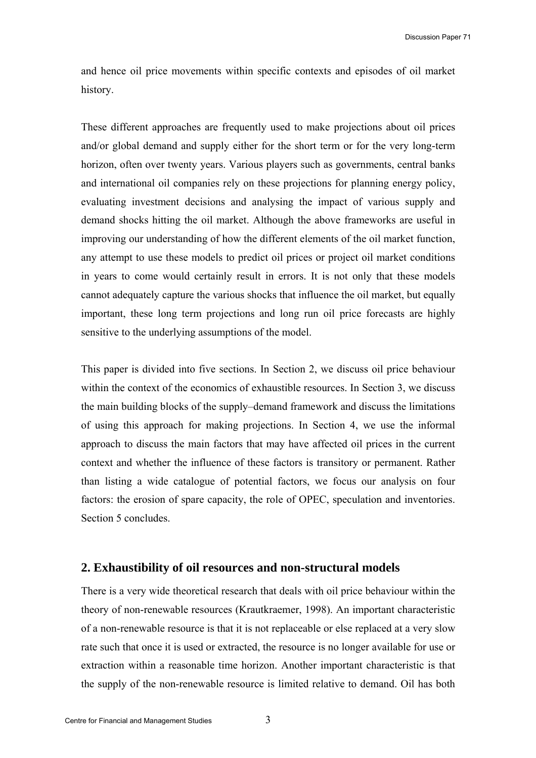and hence oil price movements within specific contexts and episodes of oil market history.

These different approaches are frequently used to make projections about oil prices and/or global demand and supply either for the short term or for the very long-term horizon, often over twenty years. Various players such as governments, central banks and international oil companies rely on these projections for planning energy policy, evaluating investment decisions and analysing the impact of various supply and demand shocks hitting the oil market. Although the above frameworks are useful in improving our understanding of how the different elements of the oil market function, any attempt to use these models to predict oil prices or project oil market conditions in years to come would certainly result in errors. It is not only that these models cannot adequately capture the various shocks that influence the oil market, but equally important, these long term projections and long run oil price forecasts are highly sensitive to the underlying assumptions of the model.

This paper is divided into five sections. In Section 2, we discuss oil price behaviour within the context of the economics of exhaustible resources. In Section 3, we discuss the main building blocks of the supply–demand framework and discuss the limitations of using this approach for making projections. In Section 4, we use the informal approach to discuss the main factors that may have affected oil prices in the current context and whether the influence of these factors is transitory or permanent. Rather than listing a wide catalogue of potential factors, we focus our analysis on four factors: the erosion of spare capacity, the role of OPEC, speculation and inventories. Section 5 concludes.

## 2. Exhaustibility of oil resources and non-structural models

There is a very wide theoretical research that deals with oil price behaviour within the theory of non-renewable resources (Krautkraemer, 1998). An important characteristic of a non-renewable resource is that it is not replaceable or else replaced at a very slow rate such that once it is used or extracted, the resource is no longer available for use or extraction within a reasonable time horizon. Another important characteristic is that the supply of the non-renewable resource is limited relative to demand. Oil has both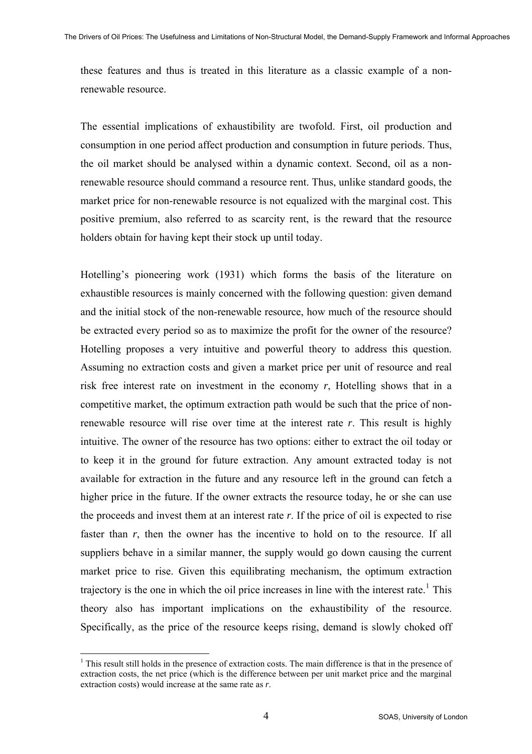these features and thus is treated in this literature as a classic example of a non-renewable resource.

The essential implications of exhaustibility are twofold. First, oil production and consumption in one period affect production and consumption in future periods. Thus, the oil market should be analysed within a dynamic context. Second, oil as a non-renewable resource should command a resource rent. Thus, unlike standard goods, the market price for non-renewable resource is not equalized with the marginal cost. This positive premium, also referred to as scarcity rent, is the reward that the resource holders obtain for having kept their stock up until today.

Hotelling's pioneering work (1931) which forms the basis of the literature on exhaustible resources is mainly concerned with the following question: given demand and the initial stock of the non-renewable resource, how much of the resource should be extracted every period so as to maximize the profit for the owner of the resource? Hotelling proposes a very intuitive and powerful theory to address this question. Assuming no extraction costs and given a market price per unit of resource and real risk free interest rate on investment in the economy $r$, Hotelling shows that in a competitive market, the optimum extraction path would be such that the price of non-renewable resource will rise over time at the interest rate $r$. This result is highly intuitive. The owner of the resource has two options: either to extract the oil today or to keep it in the ground for future extraction. Any amount extracted today is not available for extraction in the future and any resource left in the ground can fetch a higher price in the future. If the owner extracts the resource today, he or she can use the proceeds and invest them at an interest rate $r$. If the price of oil is expected to rise faster than $r$, then the owner has the incentive to hold on to the resource. If all suppliers behave in a similar manner, the supply would go down causing the current market price to rise. Given this equilibrating mechanism, the optimum extraction trajectory is the one in which the oil price increases in line with the interest rate.[1] This theory also has important implications on the exhaustibility of the resource. Specifically, as the price of the resource keeps rising, demand is slowly choked off

[1] This result still holds in the presence of extraction costs. The main difference is that in the presence of extraction costs, the net price (which is the difference between per unit market price and the marginal extraction costs) would increase at the same rate as $r$.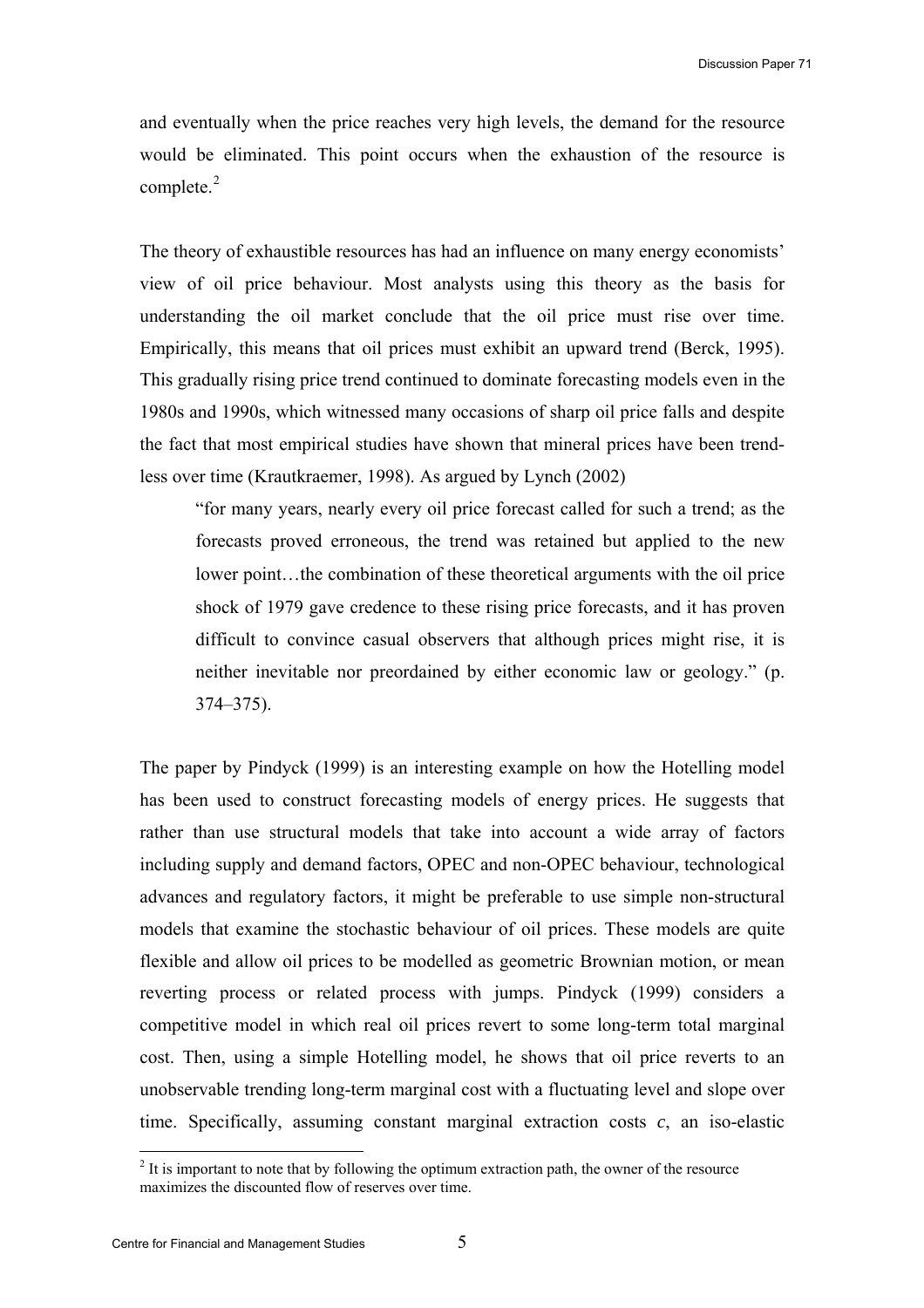and eventually when the price reaches very high levels, the demand for the resource would be eliminated. This point occurs when the exhaustion of the resource is complete.[2]

The theory of exhaustible resources has had an influence on many energy economists' view of oil price behaviour. Most analysts using this theory as the basis for understanding the oil market conclude that the oil price must rise over time. Empirically, this means that oil prices must exhibit an upward trend (Berck, 1995). This gradually rising price trend continued to dominate forecasting models even in the 1980s and 1990s, which witnessed many occasions of sharp oil price falls and despite the fact that most empirical studies have shown that mineral prices have been trend-less over time (Krautkraemer, 1998). As argued by Lynch (2002)

> "for many years, nearly every oil price forecast called for such a trend; as the forecasts proved erroneous, the trend was retained but applied to the new lower point…the combination of these theoretical arguments with the oil price shock of 1979 gave credence to these rising price forecasts, and it has proven difficult to convince casual observers that although prices might rise, it is neither inevitable nor preordained by either economic law or geology." (p. 374–375).

The paper by Pindyck (1999) is an interesting example on how the Hotelling model has been used to construct forecasting models of energy prices. He suggests that rather than use structural models that take into account a wide array of factors including supply and demand factors, OPEC and non-OPEC behaviour, technological advances and regulatory factors, it might be preferable to use simple non-structural models that examine the stochastic behaviour of oil prices. These models are quite flexible and allow oil prices to be modelled as geometric Brownian motion, or mean reverting process or related process with jumps. Pindyck (1999) considers a competitive model in which real oil prices revert to some long-term total marginal cost. Then, using a simple Hotelling model, he shows that oil price reverts to an unobservable trending long-term marginal cost with a fluctuating level and slope over time. Specifically, assuming constant marginal extraction costs $c$, an iso-elastic

[2] It is important to note that by following the optimum extraction path, the owner of the resource maximizes the discounted flow of reserves over time.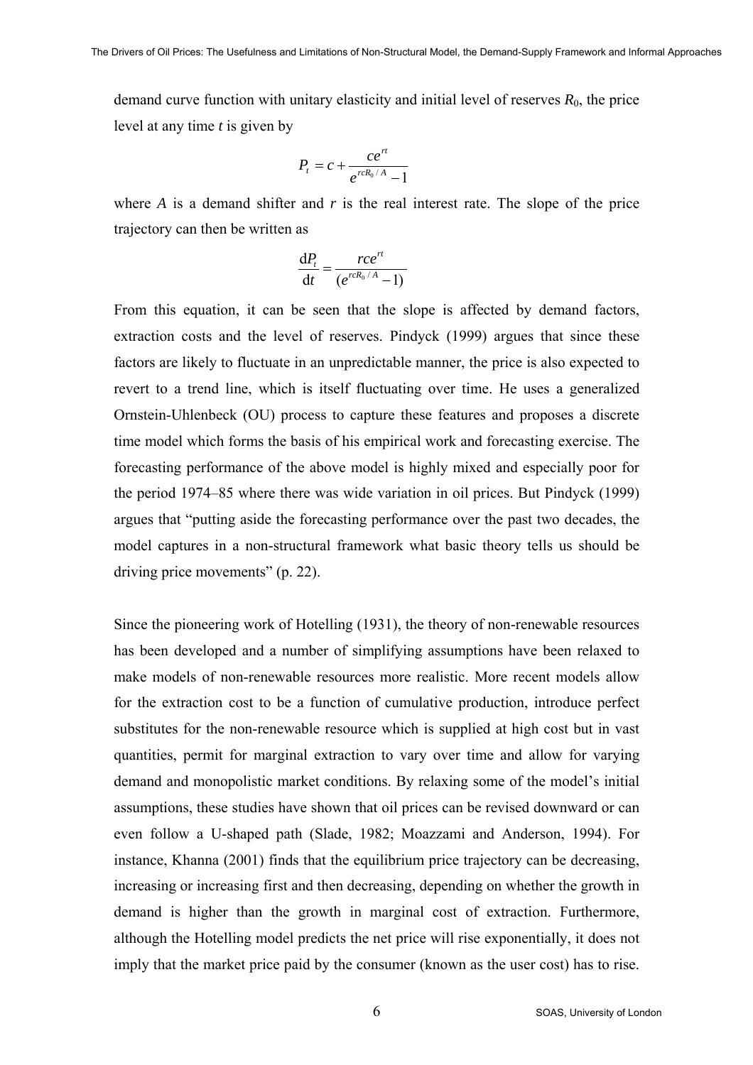demand curve function with unitary elasticity and initial level of reserves $R_0$, the price level at any time $t$ is given by

$$P_t = c + \frac{ce^{rt}}{e^{rcR_0/A} - 1}$$

where $A$ is a demand shifter and $r$ is the real interest rate. The slope of the price trajectory can then be written as

$$\frac{\mathrm{d}P_t}{\mathrm{d}t} = \frac{rce^{rt}}{(e^{rcR_0/A} - 1)}$$

From this equation, it can be seen that the slope is affected by demand factors, extraction costs and the level of reserves. Pindyck (1999) argues that since these factors are likely to fluctuate in an unpredictable manner, the price is also expected to revert to a trend line, which is itself fluctuating over time. He uses a generalized Ornstein-Uhlenbeck (OU) process to capture these features and proposes a discrete time model which forms the basis of his empirical work and forecasting exercise. The forecasting performance of the above model is highly mixed and especially poor for the period 1974–85 where there was wide variation in oil prices. But Pindyck (1999) argues that "putting aside the forecasting performance over the past two decades, the model captures in a non-structural framework what basic theory tells us should be driving price movements" (p. 22).

Since the pioneering work of Hotelling (1931), the theory of non-renewable resources has been developed and a number of simplifying assumptions have been relaxed to make models of non-renewable resources more realistic. More recent models allow for the extraction cost to be a function of cumulative production, introduce perfect substitutes for the non-renewable resource which is supplied at high cost but in vast quantities, permit for marginal extraction to vary over time and allow for varying demand and monopolistic market conditions. By relaxing some of the model's initial assumptions, these studies have shown that oil prices can be revised downward or can even follow a U-shaped path (Slade, 1982; Moazzami and Anderson, 1994). For instance, Khanna (2001) finds that the equilibrium price trajectory can be decreasing, increasing or increasing first and then decreasing, depending on whether the growth in demand is higher than the growth in marginal cost of extraction. Furthermore, although the Hotelling model predicts the net price will rise exponentially, it does not imply that the market price paid by the consumer (known as the user cost) has to rise.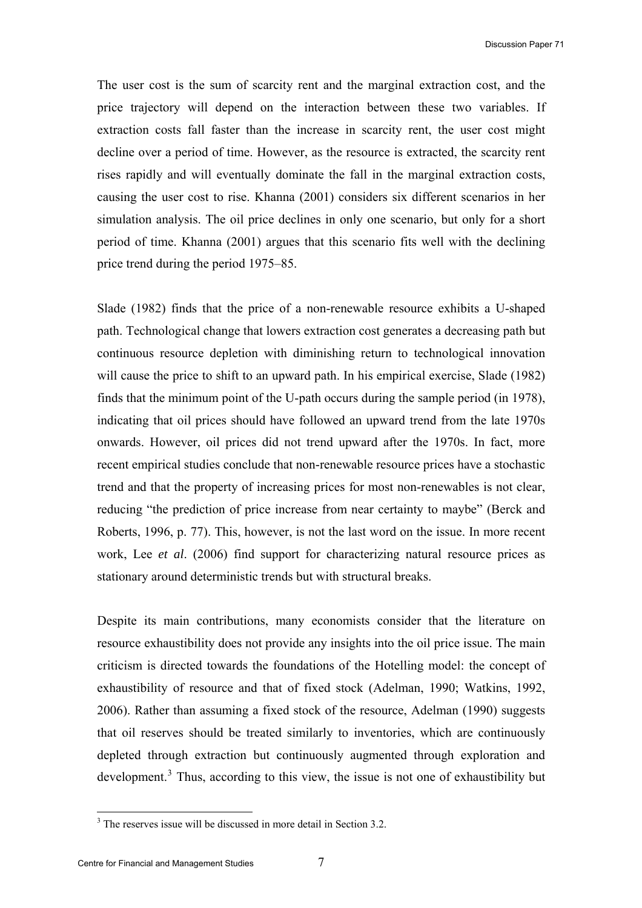The user cost is the sum of scarcity rent and the marginal extraction cost, and the price trajectory will depend on the interaction between these two variables. If extraction costs fall faster than the increase in scarcity rent, the user cost might decline over a period of time. However, as the resource is extracted, the scarcity rent rises rapidly and will eventually dominate the fall in the marginal extraction costs, causing the user cost to rise. Khanna (2001) considers six different scenarios in her simulation analysis. The oil price declines in only one scenario, but only for a short period of time. Khanna (2001) argues that this scenario fits well with the declining price trend during the period 1975–85.

Slade (1982) finds that the price of a non-renewable resource exhibits a U-shaped path. Technological change that lowers extraction cost generates a decreasing path but continuous resource depletion with diminishing return to technological innovation will cause the price to shift to an upward path. In his empirical exercise, Slade (1982) finds that the minimum point of the U-path occurs during the sample period (in 1978), indicating that oil prices should have followed an upward trend from the late 1970s onwards. However, oil prices did not trend upward after the 1970s. In fact, more recent empirical studies conclude that non-renewable resource prices have a stochastic trend and that the property of increasing prices for most non-renewables is not clear, reducing "the prediction of price increase from near certainty to maybe" (Berck and Roberts, 1996, p. 77). This, however, is not the last word on the issue. In more recent work, Lee *et al*. (2006) find support for characterizing natural resource prices as stationary around deterministic trends but with structural breaks.

Despite its main contributions, many economists consider that the literature on resource exhaustibility does not provide any insights into the oil price issue. The main criticism is directed towards the foundations of the Hotelling model: the concept of exhaustibility of resource and that of fixed stock (Adelman, 1990; Watkins, 1992, 2006). Rather than assuming a fixed stock of the resource, Adelman (1990) suggests that oil reserves should be treated similarly to inventories, which are continuously depleted through extraction but continuously augmented through exploration and development.[3] Thus, according to this view, the issue is not one of exhaustibility but

[3] The reserves issue will be discussed in more detail in Section 3.2.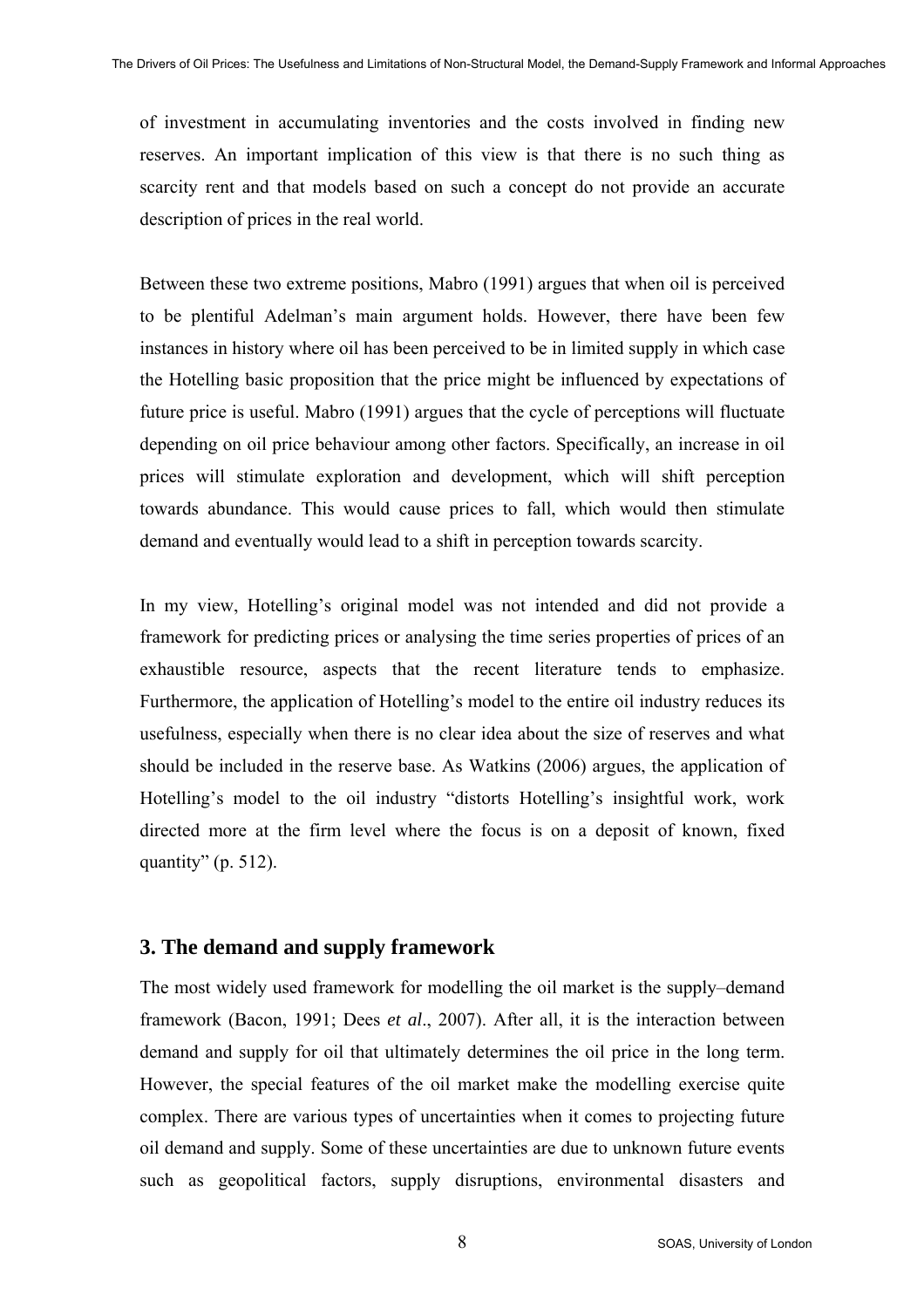of investment in accumulating inventories and the costs involved in finding new reserves. An important implication of this view is that there is no such thing as scarcity rent and that models based on such a concept do not provide an accurate description of prices in the real world.

Between these two extreme positions, Mabro (1991) argues that when oil is perceived to be plentiful Adelman's main argument holds. However, there have been few instances in history where oil has been perceived to be in limited supply in which case the Hotelling basic proposition that the price might be influenced by expectations of future price is useful. Mabro (1991) argues that the cycle of perceptions will fluctuate depending on oil price behaviour among other factors. Specifically, an increase in oil prices will stimulate exploration and development, which will shift perception towards abundance. This would cause prices to fall, which would then stimulate demand and eventually would lead to a shift in perception towards scarcity.

In my view, Hotelling's original model was not intended and did not provide a framework for predicting prices or analysing the time series properties of prices of an exhaustible resource, aspects that the recent literature tends to emphasize. Furthermore, the application of Hotelling's model to the entire oil industry reduces its usefulness, especially when there is no clear idea about the size of reserves and what should be included in the reserve base. As Watkins (2006) argues, the application of Hotelling's model to the oil industry "distorts Hotelling's insightful work, work directed more at the firm level where the focus is on a deposit of known, fixed quantity" (p. 512).

## 3. The demand and supply framework

The most widely used framework for modelling the oil market is the supply–demand framework (Bacon, 1991; Dees *et al*., 2007). After all, it is the interaction between demand and supply for oil that ultimately determines the oil price in the long term. However, the special features of the oil market make the modelling exercise quite complex. There are various types of uncertainties when it comes to projecting future oil demand and supply. Some of these uncertainties are due to unknown future events such as geopolitical factors, supply disruptions, environmental disasters and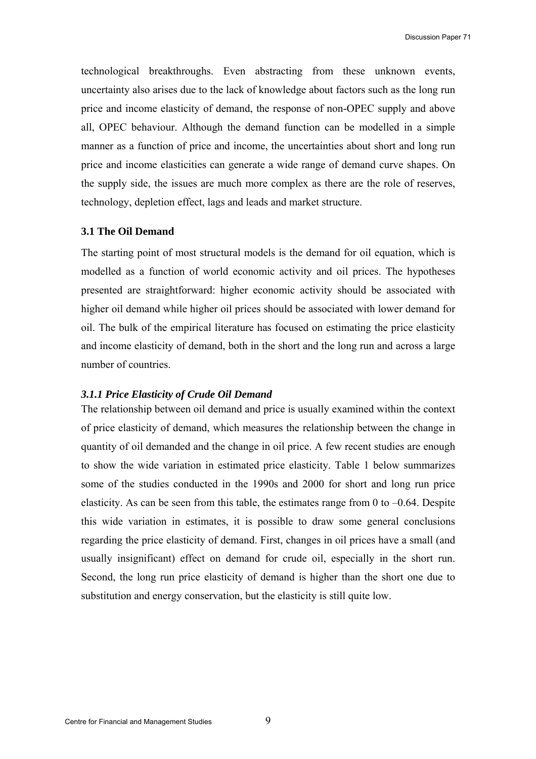technological breakthroughs. Even abstracting from these unknown events, uncertainty also arises due to the lack of knowledge about factors such as the long run price and income elasticity of demand, the response of non-OPEC supply and above all, OPEC behaviour. Although the demand function can be modelled in a simple manner as a function of price and income, the uncertainties about short and long run price and income elasticities can generate a wide range of demand curve shapes. On the supply side, the issues are much more complex as there are the role of reserves, technology, depletion effect, lags and leads and market structure.

### 3.1 The Oil Demand

The starting point of most structural models is the demand for oil equation, which is modelled as a function of world economic activity and oil prices. The hypotheses presented are straightforward: higher economic activity should be associated with higher oil demand while higher oil prices should be associated with lower demand for oil. The bulk of the empirical literature has focused on estimating the price elasticity and income elasticity of demand, both in the short and the long run and across a large number of countries.

#### *3.1.1 Price Elasticity of Crude Oil Demand*

The relationship between oil demand and price is usually examined within the context of price elasticity of demand, which measures the relationship between the change in quantity of oil demanded and the change in oil price. A few recent studies are enough to show the wide variation in estimated price elasticity. Table 1 below summarizes some of the studies conducted in the 1990s and 2000 for short and long run price elasticity. As can be seen from this table, the estimates range from 0 to –0.64. Despite this wide variation in estimates, it is possible to draw some general conclusions regarding the price elasticity of demand. First, changes in oil prices have a small (and usually insignificant) effect on demand for crude oil, especially in the short run. Second, the long run price elasticity of demand is higher than the short one due to substitution and energy conservation, but the elasticity is still quite low.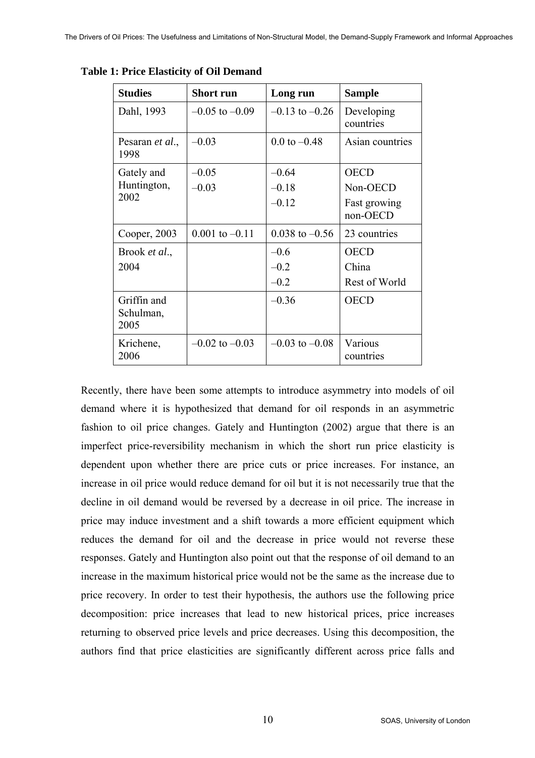**Table 1: Price Elasticity of Oil Demand**

| Studies | Short run | Long run | Sample |
|---|---|---|---|
| Dahl, 1993 | –0.05 to –0.09 | –0.13 to –0.26 | Developing countries |
| Pesaran *et al*., 1998 | –0.03 | 0.0 to –0.48 | Asian countries |
| Gately and Huntington, 2002 | –0.05<br>–0.03 | –0.64<br>–0.18<br>–0.12 | OECD<br>Non-OECD<br>Fast growing non-OECD |
| Cooper, 2003 | 0.001 to –0.11 | 0.038 to –0.56 | 23 countries |
| Brook *et al*., 2004 | | –0.6<br>–0.2<br>–0.2 | OECD<br>China<br>Rest of World |
| Griffin and Schulman, 2005 | | –0.36 | OECD |
| Krichene, 2006 | –0.02 to –0.03 | –0.03 to –0.08 | Various countries |

Recently, there have been some attempts to introduce asymmetry into models of oil demand where it is hypothesized that demand for oil responds in an asymmetric fashion to oil price changes. Gately and Huntington (2002) argue that there is an imperfect price-reversibility mechanism in which the short run price elasticity is dependent upon whether there are price cuts or price increases. For instance, an increase in oil price would reduce demand for oil but it is not necessarily true that the decline in oil demand would be reversed by a decrease in oil price. The increase in price may induce investment and a shift towards a more efficient equipment which reduces the demand for oil and the decrease in price would not reverse these responses. Gately and Huntington also point out that the response of oil demand to an increase in the maximum historical price would not be the same as the increase due to price recovery. In order to test their hypothesis, the authors use the following price decomposition: price increases that lead to new historical prices, price increases returning to observed price levels and price decreases. Using this decomposition, the authors find that price elasticities are significantly different across price falls and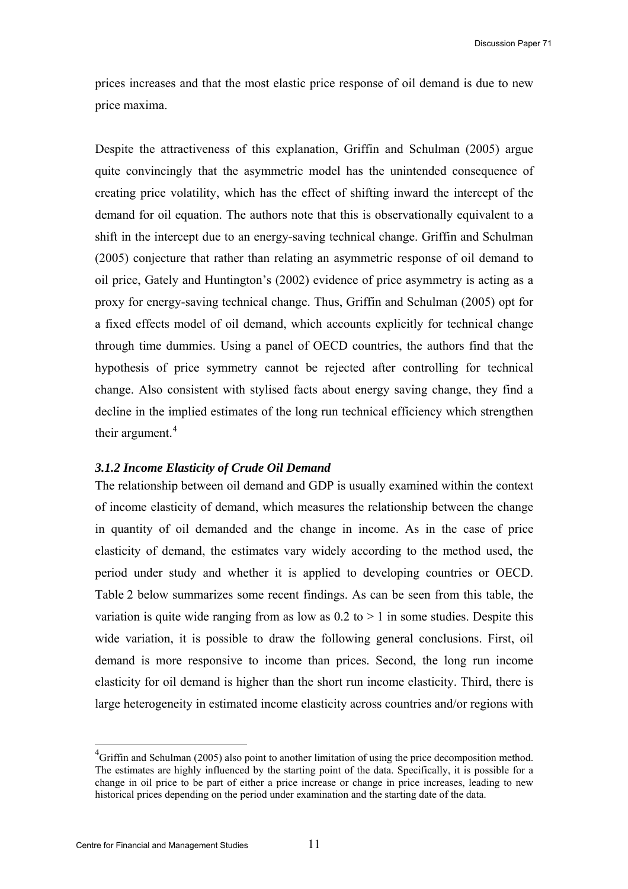prices increases and that the most elastic price response of oil demand is due to new price maxima.

Despite the attractiveness of this explanation, Griffin and Schulman (2005) argue quite convincingly that the asymmetric model has the unintended consequence of creating price volatility, which has the effect of shifting inward the intercept of the demand for oil equation. The authors note that this is observationally equivalent to a shift in the intercept due to an energy-saving technical change. Griffin and Schulman (2005) conjecture that rather than relating an asymmetric response of oil demand to oil price, Gately and Huntington's (2002) evidence of price asymmetry is acting as a proxy for energy-saving technical change. Thus, Griffin and Schulman (2005) opt for a fixed effects model of oil demand, which accounts explicitly for technical change through time dummies. Using a panel of OECD countries, the authors find that the hypothesis of price symmetry cannot be rejected after controlling for technical change. Also consistent with stylised facts about energy saving change, they find a decline in the implied estimates of the long run technical efficiency which strengthen their argument.[4]

### *3.1.2 Income Elasticity of Crude Oil Demand*

The relationship between oil demand and GDP is usually examined within the context of income elasticity of demand, which measures the relationship between the change in quantity of oil demanded and the change in income. As in the case of price elasticity of demand, the estimates vary widely according to the method used, the period under study and whether it is applied to developing countries or OECD. Table 2 below summarizes some recent findings. As can be seen from this table, the variation is quite wide ranging from as low as 0.2 to > 1 in some studies. Despite this wide variation, it is possible to draw the following general conclusions. First, oil demand is more responsive to income than prices. Second, the long run income elasticity for oil demand is higher than the short run income elasticity. Third, there is large heterogeneity in estimated income elasticity across countries and/or regions with

[4] Griffin and Schulman (2005) also point to another limitation of using the price decomposition method. The estimates are highly influenced by the starting point of the data. Specifically, it is possible for a change in oil price to be part of either a price increase or change in price increases, leading to new historical prices depending on the period under examination and the starting date of the data.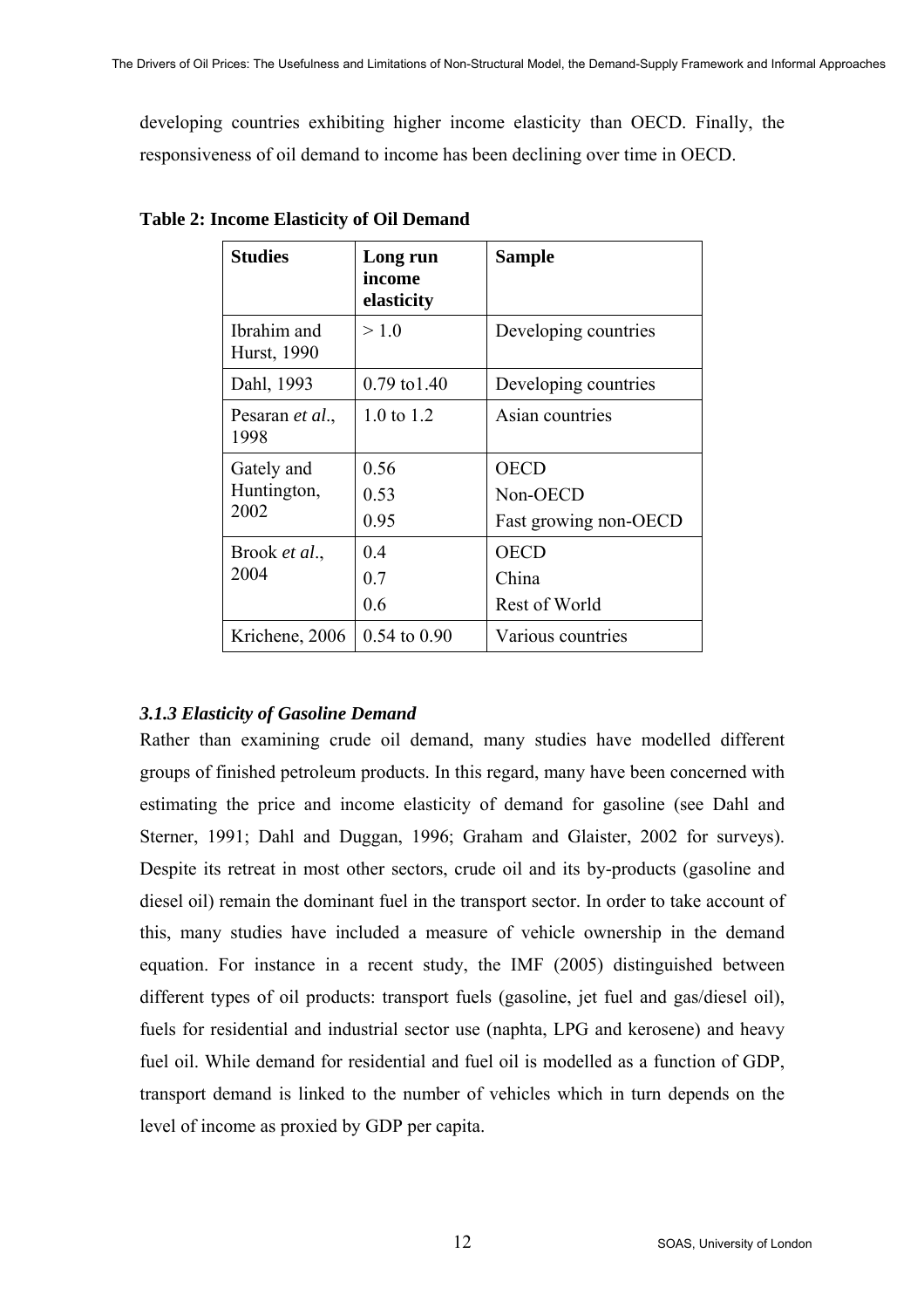developing countries exhibiting higher income elasticity than OECD. Finally, the responsiveness of oil demand to income has been declining over time in OECD.

**Table 2: Income Elasticity of Oil Demand**

| Studies | Long run income elasticity | Sample |
|---|---|---|
| Ibrahim and Hurst, 1990 | > 1.0 | Developing countries |
| Dahl, 1993 | 0.79 to1.40 | Developing countries |
| Pesaran *et al*., 1998 | 1.0 to 1.2 | Asian countries |
| Gately and Huntington, 2002 | 0.56<br>0.53<br>0.95 | OECD<br>Non-OECD<br>Fast growing non-OECD |
| Brook *et al*., 2004 | 0.4<br>0.7<br>0.6 | OECD<br>China<br>Rest of World |
| Krichene, 2006 | 0.54 to 0.90 | Various countries |

### *3.1.3 Elasticity of Gasoline Demand*

Rather than examining crude oil demand, many studies have modelled different groups of finished petroleum products. In this regard, many have been concerned with estimating the price and income elasticity of demand for gasoline (see Dahl and Sterner, 1991; Dahl and Duggan, 1996; Graham and Glaister, 2002 for surveys). Despite its retreat in most other sectors, crude oil and its by-products (gasoline and diesel oil) remain the dominant fuel in the transport sector. In order to take account of this, many studies have included a measure of vehicle ownership in the demand equation. For instance in a recent study, the IMF (2005) distinguished between different types of oil products: transport fuels (gasoline, jet fuel and gas/diesel oil), fuels for residential and industrial sector use (naphta, LPG and kerosene) and heavy fuel oil. While demand for residential and fuel oil is modelled as a function of GDP, transport demand is linked to the number of vehicles which in turn depends on the level of income as proxied by GDP per capita.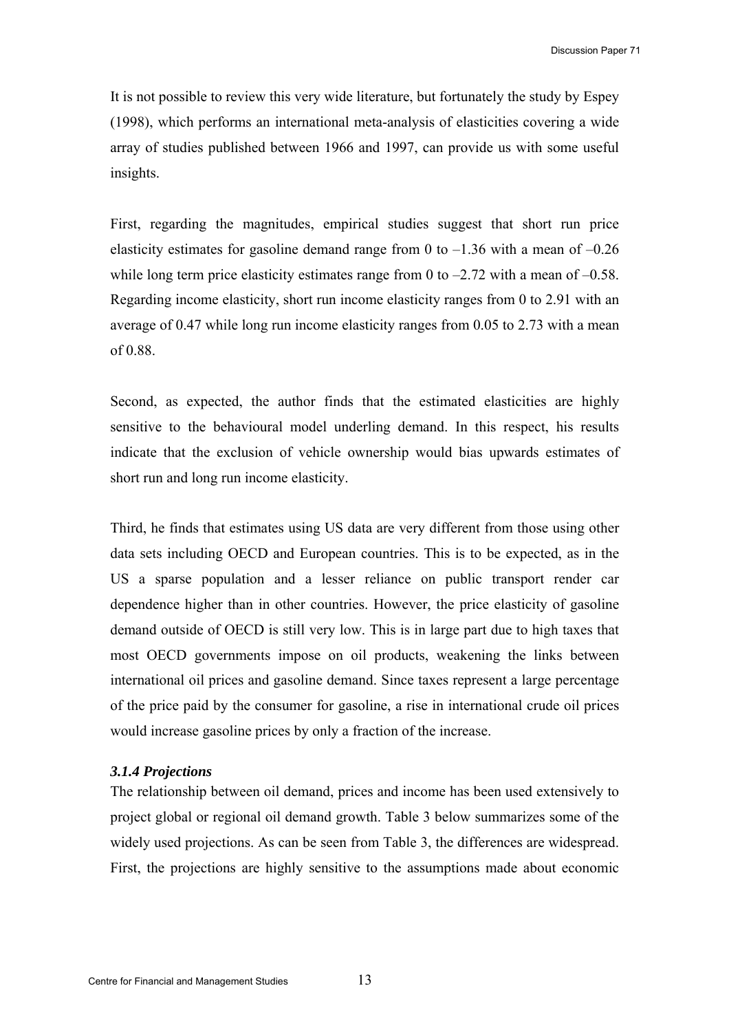It is not possible to review this very wide literature, but fortunately the study by Espey (1998), which performs an international meta-analysis of elasticities covering a wide array of studies published between 1966 and 1997, can provide us with some useful insights.

First, regarding the magnitudes, empirical studies suggest that short run price elasticity estimates for gasoline demand range from 0 to –1.36 with a mean of –0.26 while long term price elasticity estimates range from 0 to –2.72 with a mean of –0.58. Regarding income elasticity, short run income elasticity ranges from 0 to 2.91 with an average of 0.47 while long run income elasticity ranges from 0.05 to 2.73 with a mean of 0.88.

Second, as expected, the author finds that the estimated elasticities are highly sensitive to the behavioural model underling demand. In this respect, his results indicate that the exclusion of vehicle ownership would bias upwards estimates of short run and long run income elasticity.

Third, he finds that estimates using US data are very different from those using other data sets including OECD and European countries. This is to be expected, as in the US a sparse population and a lesser reliance on public transport render car dependence higher than in other countries. However, the price elasticity of gasoline demand outside of OECD is still very low. This is in large part due to high taxes that most OECD governments impose on oil products, weakening the links between international oil prices and gasoline demand. Since taxes represent a large percentage of the price paid by the consumer for gasoline, a rise in international crude oil prices would increase gasoline prices by only a fraction of the increase.

#### *3.1.4 Projections*

The relationship between oil demand, prices and income has been used extensively to project global or regional oil demand growth. Table 3 below summarizes some of the widely used projections. As can be seen from Table 3, the differences are widespread. First, the projections are highly sensitive to the assumptions made about economic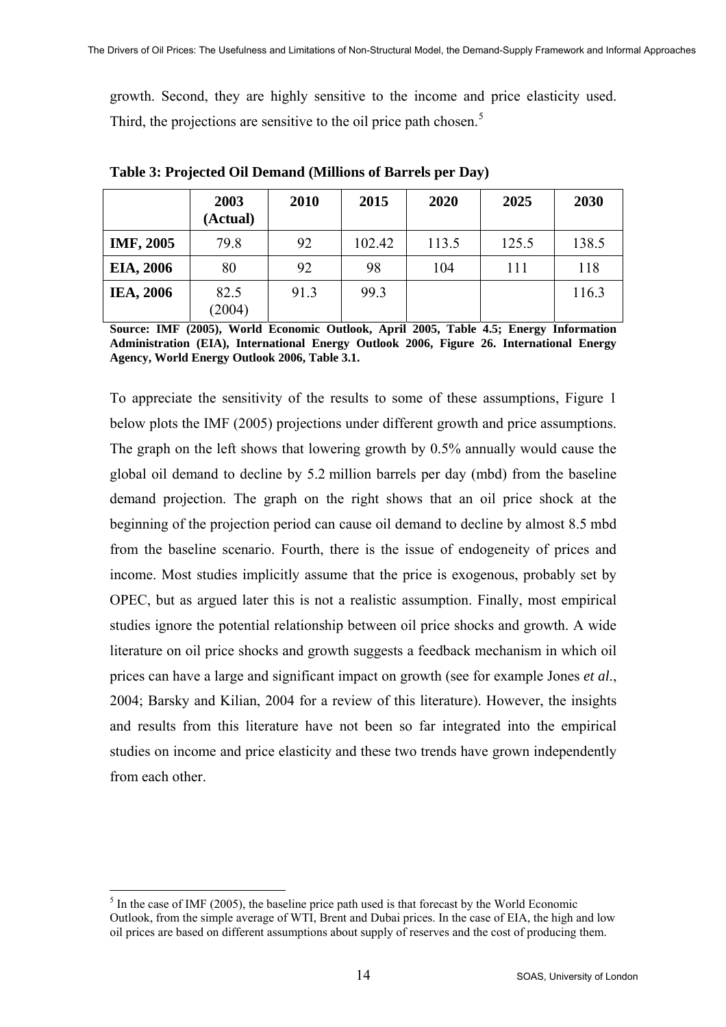growth. Second, they are highly sensitive to the income and price elasticity used. Third, the projections are sensitive to the oil price path chosen.[5]

**Table 3: Projected Oil Demand (Millions of Barrels per Day)**

| | 2003 (Actual) | 2010 | 2015 | 2020 | 2025 | 2030 |
|---|---|---|---|---|---|---|
| **IMF, 2005** | 79.8 | 92 | 102.42 | 113.5 | 125.5 | 138.5 |
| **EIA, 2006** | 80 | 92 | 98 | 104 | 111 | 118 |
| **IEA, 2006** | 82.5 (2004) | 91.3 | 99.3 | | | 116.3 |

**Source: IMF (2005), World Economic Outlook, April 2005, Table 4.5; Energy Information Administration (EIA), International Energy Outlook 2006, Figure 26. International Energy Agency, World Energy Outlook 2006, Table 3.1.**

To appreciate the sensitivity of the results to some of these assumptions, Figure 1 below plots the IMF (2005) projections under different growth and price assumptions. The graph on the left shows that lowering growth by 0.5% annually would cause the global oil demand to decline by 5.2 million barrels per day (mbd) from the baseline demand projection. The graph on the right shows that an oil price shock at the beginning of the projection period can cause oil demand to decline by almost 8.5 mbd from the baseline scenario. Fourth, there is the issue of endogeneity of prices and income. Most studies implicitly assume that the price is exogenous, probably set by OPEC, but as argued later this is not a realistic assumption. Finally, most empirical studies ignore the potential relationship between oil price shocks and growth. A wide literature on oil price shocks and growth suggests a feedback mechanism in which oil prices can have a large and significant impact on growth (see for example Jones *et al*., 2004; Barsky and Kilian, 2004 for a review of this literature). However, the insights and results from this literature have not been so far integrated into the empirical studies on income and price elasticity and these two trends have grown independently from each other.

[5] In the case of IMF (2005), the baseline price path used is that forecast by the World Economic Outlook, from the simple average of WTI, Brent and Dubai prices. In the case of EIA, the high and low oil prices are based on different assumptions about supply of reserves and the cost of producing them.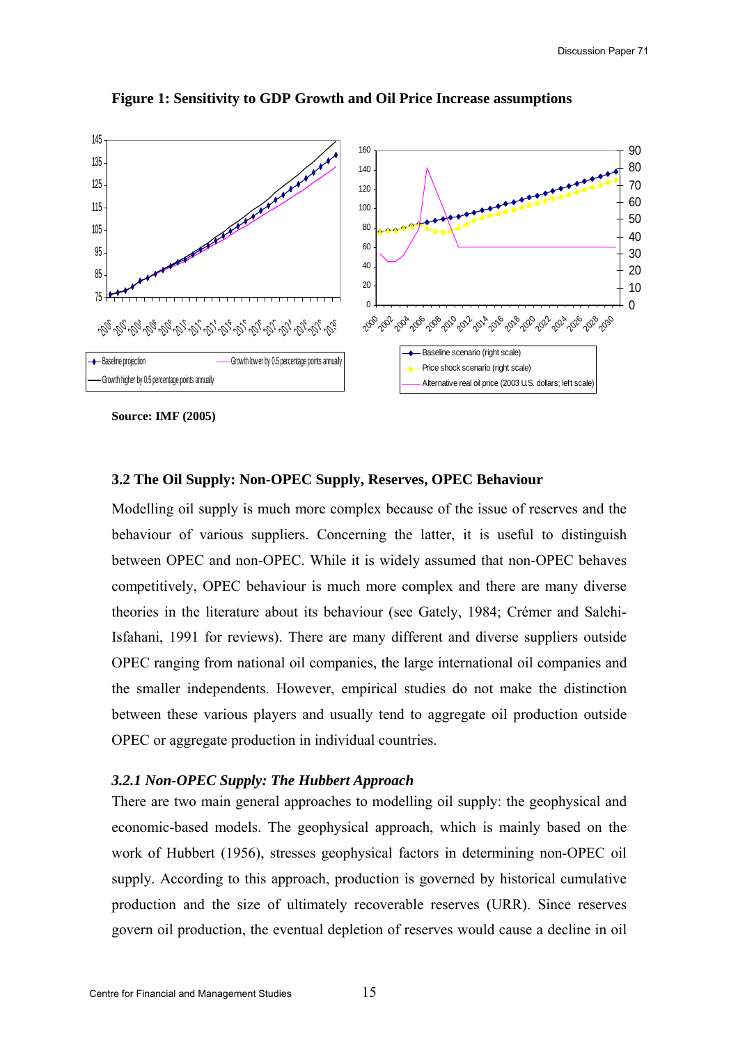**Figure 1: Sensitivity to GDP Growth and Oil Price Increase assumptions**

Source: IMF (2005)

### 3.2 The Oil Supply: Non-OPEC Supply, Reserves, OPEC Behaviour

Modelling oil supply is much more complex because of the issue of reserves and the behaviour of various suppliers. Concerning the latter, it is useful to distinguish between OPEC and non-OPEC. While it is widely assumed that non-OPEC behaves competitively, OPEC behaviour is much more complex and there are many diverse theories in the literature about its behaviour (see Gately, 1984; Crémer and Salehi-Isfahani, 1991 for reviews). There are many different and diverse suppliers outside OPEC ranging from national oil companies, the large international oil companies and the smaller independents. However, empirical studies do not make the distinction between these various players and usually tend to aggregate oil production outside OPEC or aggregate production in individual countries.

#### *3.2.1 Non-OPEC Supply: The Hubbert Approach*

There are two main general approaches to modelling oil supply: the geophysical and economic-based models. The geophysical approach, which is mainly based on the work of Hubbert (1956), stresses geophysical factors in determining non-OPEC oil supply. According to this approach, production is governed by historical cumulative production and the size of ultimately recoverable reserves (URR). Since reserves govern oil production, the eventual depletion of reserves would cause a decline in oil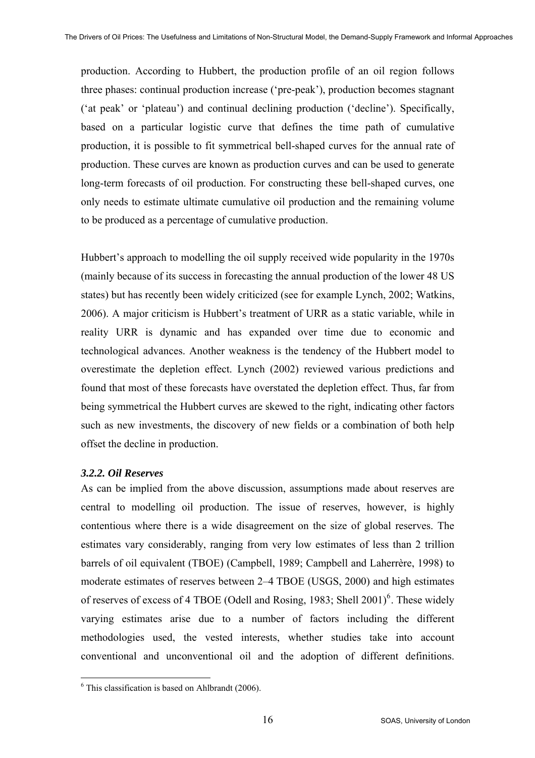production. According to Hubbert, the production profile of an oil region follows three phases: continual production increase (‘pre-peak’), production becomes stagnant (‘at peak’ or ‘plateau’) and continual declining production (‘decline’). Specifically, based on a particular logistic curve that defines the time path of cumulative production, it is possible to fit symmetrical bell-shaped curves for the annual rate of production. These curves are known as production curves and can be used to generate long-term forecasts of oil production. For constructing these bell-shaped curves, one only needs to estimate ultimate cumulative oil production and the remaining volume to be produced as a percentage of cumulative production.

Hubbert’s approach to modelling the oil supply received wide popularity in the 1970s (mainly because of its success in forecasting the annual production of the lower 48 US states) but has recently been widely criticized (see for example Lynch, 2002; Watkins, 2006). A major criticism is Hubbert’s treatment of URR as a static variable, while in reality URR is dynamic and has expanded over time due to economic and technological advances. Another weakness is the tendency of the Hubbert model to overestimate the depletion effect. Lynch (2002) reviewed various predictions and found that most of these forecasts have overstated the depletion effect. Thus, far from being symmetrical the Hubbert curves are skewed to the right, indicating other factors such as new investments, the discovery of new fields or a combination of both help offset the decline in production.

### *3.2.2. Oil Reserves*

As can be implied from the above discussion, assumptions made about reserves are central to modelling oil production. The issue of reserves, however, is highly contentious where there is a wide disagreement on the size of global reserves. The estimates vary considerably, ranging from very low estimates of less than 2 trillion barrels of oil equivalent (TBOE) (Campbell, 1989; Campbell and Laherrère, 1998) to moderate estimates of reserves between 2–4 TBOE (USGS, 2000) and high estimates of reserves of excess of 4 TBOE (Odell and Rosing, 1983; Shell 2001)[6]. These widely varying estimates arise due to a number of factors including the different methodologies used, the vested interests, whether studies take into account conventional and unconventional oil and the adoption of different definitions.

[6] This classification is based on Ahlbrandt (2006).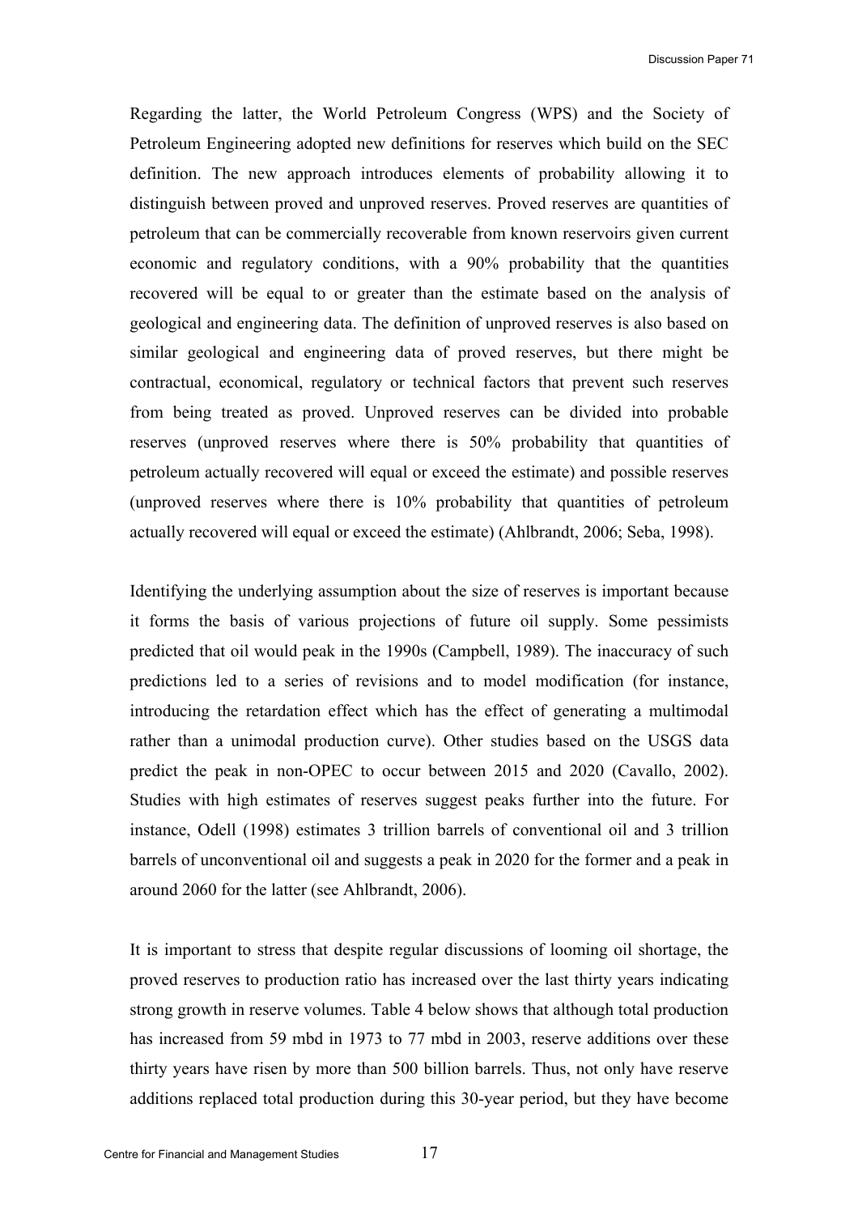Regarding the latter, the World Petroleum Congress (WPS) and the Society of Petroleum Engineering adopted new definitions for reserves which build on the SEC definition. The new approach introduces elements of probability allowing it to distinguish between proved and unproved reserves. Proved reserves are quantities of petroleum that can be commercially recoverable from known reservoirs given current economic and regulatory conditions, with a 90% probability that the quantities recovered will be equal to or greater than the estimate based on the analysis of geological and engineering data. The definition of unproved reserves is also based on similar geological and engineering data of proved reserves, but there might be contractual, economical, regulatory or technical factors that prevent such reserves from being treated as proved. Unproved reserves can be divided into probable reserves (unproved reserves where there is 50% probability that quantities of petroleum actually recovered will equal or exceed the estimate) and possible reserves (unproved reserves where there is 10% probability that quantities of petroleum actually recovered will equal or exceed the estimate) (Ahlbrandt, 2006; Seba, 1998).

Identifying the underlying assumption about the size of reserves is important because it forms the basis of various projections of future oil supply. Some pessimists predicted that oil would peak in the 1990s (Campbell, 1989). The inaccuracy of such predictions led to a series of revisions and to model modification (for instance, introducing the retardation effect which has the effect of generating a multimodal rather than a unimodal production curve). Other studies based on the USGS data predict the peak in non-OPEC to occur between 2015 and 2020 (Cavallo, 2002). Studies with high estimates of reserves suggest peaks further into the future. For instance, Odell (1998) estimates 3 trillion barrels of conventional oil and 3 trillion barrels of unconventional oil and suggests a peak in 2020 for the former and a peak in around 2060 for the latter (see Ahlbrandt, 2006).

It is important to stress that despite regular discussions of looming oil shortage, the proved reserves to production ratio has increased over the last thirty years indicating strong growth in reserve volumes. Table 4 below shows that although total production has increased from 59 mbd in 1973 to 77 mbd in 2003, reserve additions over these thirty years have risen by more than 500 billion barrels. Thus, not only have reserve additions replaced total production during this 30-year period, but they have become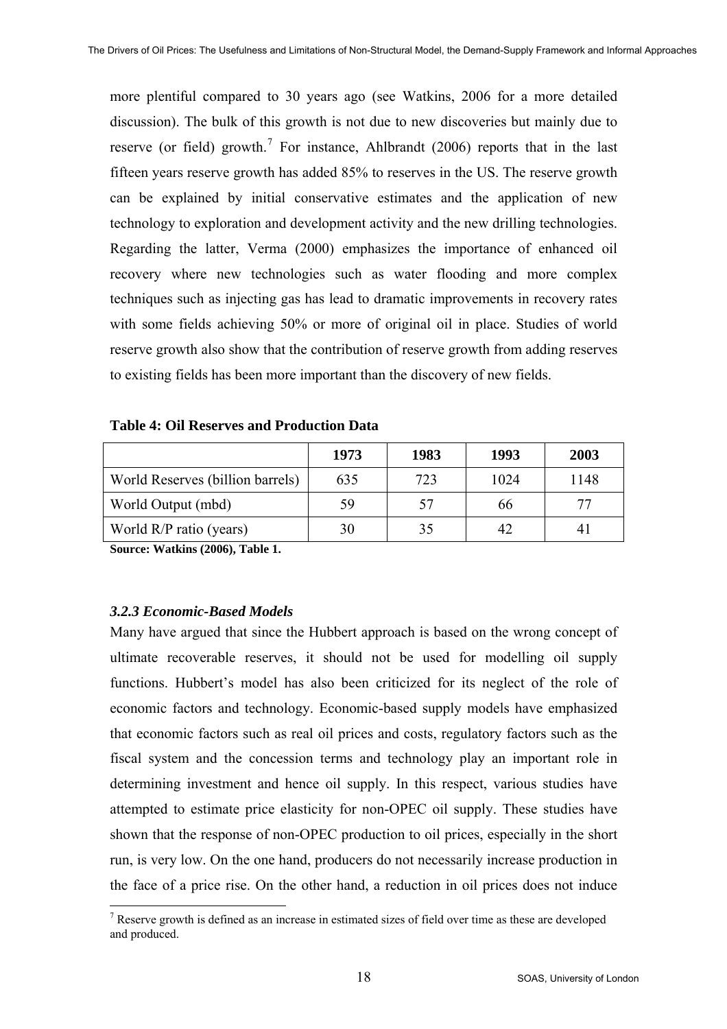more plentiful compared to 30 years ago (see Watkins, 2006 for a more detailed discussion). The bulk of this growth is not due to new discoveries but mainly due to reserve (or field) growth.[7] For instance, Ahlbrandt (2006) reports that in the last fifteen years reserve growth has added 85% to reserves in the US. The reserve growth can be explained by initial conservative estimates and the application of new technology to exploration and development activity and the new drilling technologies. Regarding the latter, Verma (2000) emphasizes the importance of enhanced oil recovery where new technologies such as water flooding and more complex techniques such as injecting gas has lead to dramatic improvements in recovery rates with some fields achieving 50% or more of original oil in place. Studies of world reserve growth also show that the contribution of reserve growth from adding reserves to existing fields has been more important than the discovery of new fields.

**Table 4: Oil Reserves and Production Data**

| | 1973 | 1983 | 1993 | 2003 |
|---|---|---|---|---|
| World Reserves (billion barrels) | 635 | 723 | 1024 | 1148 |
| World Output (mbd) | 59 | 57 | 66 | 77 |
| World R/P ratio (years) | 30 | 35 | 42 | 41 |

**Source: Watkins (2006), Table 1.**

### *3.2.3 Economic-Based Models*

Many have argued that since the Hubbert approach is based on the wrong concept of ultimate recoverable reserves, it should not be used for modelling oil supply functions. Hubbert's model has also been criticized for its neglect of the role of economic factors and technology. Economic-based supply models have emphasized that economic factors such as real oil prices and costs, regulatory factors such as the fiscal system and the concession terms and technology play an important role in determining investment and hence oil supply. In this respect, various studies have attempted to estimate price elasticity for non-OPEC oil supply. These studies have shown that the response of non-OPEC production to oil prices, especially in the short run, is very low. On the one hand, producers do not necessarily increase production in the face of a price rise. On the other hand, a reduction in oil prices does not induce

[7] Reserve growth is defined as an increase in estimated sizes of field over time as these are developed and produced.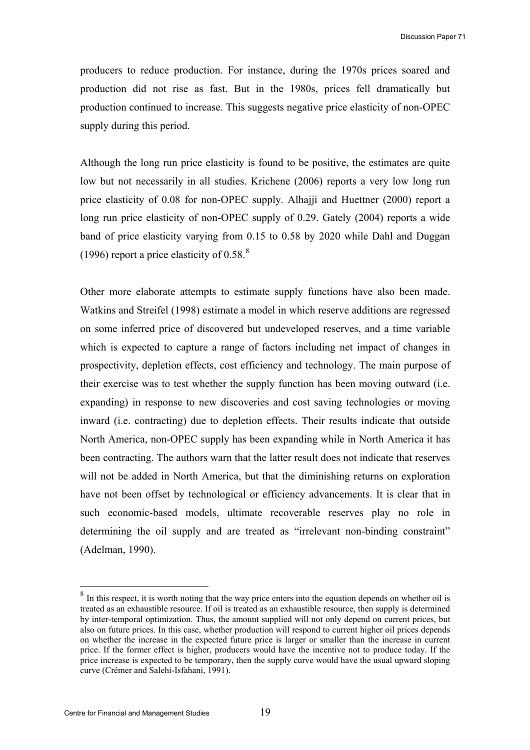producers to reduce production. For instance, during the 1970s prices soared and production did not rise as fast. But in the 1980s, prices fell dramatically but production continued to increase. This suggests negative price elasticity of non-OPEC supply during this period.

Although the long run price elasticity is found to be positive, the estimates are quite low but not necessarily in all studies. Krichene (2006) reports a very low long run price elasticity of 0.08 for non-OPEC supply. Alhajji and Huettner (2000) report a long run price elasticity of non-OPEC supply of 0.29. Gately (2004) reports a wide band of price elasticity varying from 0.15 to 0.58 by 2020 while Dahl and Duggan (1996) report a price elasticity of 0.58.[8]

Other more elaborate attempts to estimate supply functions have also been made. Watkins and Streifel (1998) estimate a model in which reserve additions are regressed on some inferred price of discovered but undeveloped reserves, and a time variable which is expected to capture a range of factors including net impact of changes in prospectivity, depletion effects, cost efficiency and technology. The main purpose of their exercise was to test whether the supply function has been moving outward (i.e. expanding) in response to new discoveries and cost saving technologies or moving inward (i.e. contracting) due to depletion effects. Their results indicate that outside North America, non-OPEC supply has been expanding while in North America it has been contracting. The authors warn that the latter result does not indicate that reserves will not be added in North America, but that the diminishing returns on exploration have not been offset by technological or efficiency advancements. It is clear that in such economic-based models, ultimate recoverable reserves play no role in determining the oil supply and are treated as "irrelevant non-binding constraint" (Adelman, 1990).

---

[8] In this respect, it is worth noting that the way price enters into the equation depends on whether oil is treated as an exhaustible resource. If oil is treated as an exhaustible resource, then supply is determined by inter-temporal optimization. Thus, the amount supplied will not only depend on current prices, but also on future prices. In this case, whether production will respond to current higher oil prices depends on whether the increase in the expected future price is larger or smaller than the increase in current price. If the former effect is higher, producers would have the incentive not to produce today. If the price increase is expected to be temporary, then the supply curve would have the usual upward sloping curve (Crémer and Salehi-Isfahani, 1991).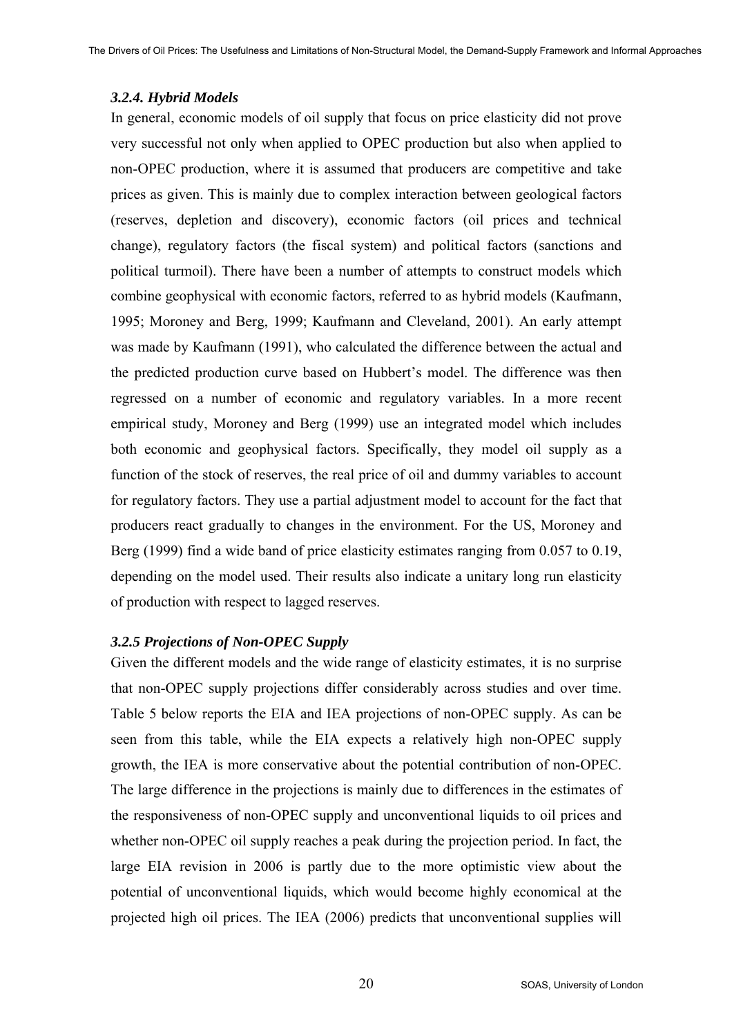### *3.2.4. Hybrid Models*

In general, economic models of oil supply that focus on price elasticity did not prove very successful not only when applied to OPEC production but also when applied to non-OPEC production, where it is assumed that producers are competitive and take prices as given. This is mainly due to complex interaction between geological factors (reserves, depletion and discovery), economic factors (oil prices and technical change), regulatory factors (the fiscal system) and political factors (sanctions and political turmoil). There have been a number of attempts to construct models which combine geophysical with economic factors, referred to as hybrid models (Kaufmann, 1995; Moroney and Berg, 1999; Kaufmann and Cleveland, 2001). An early attempt was made by Kaufmann (1991), who calculated the difference between the actual and the predicted production curve based on Hubbert's model. The difference was then regressed on a number of economic and regulatory variables. In a more recent empirical study, Moroney and Berg (1999) use an integrated model which includes both economic and geophysical factors. Specifically, they model oil supply as a function of the stock of reserves, the real price of oil and dummy variables to account for regulatory factors. They use a partial adjustment model to account for the fact that producers react gradually to changes in the environment. For the US, Moroney and Berg (1999) find a wide band of price elasticity estimates ranging from 0.057 to 0.19, depending on the model used. Their results also indicate a unitary long run elasticity of production with respect to lagged reserves.

### *3.2.5 Projections of Non-OPEC Supply*

Given the different models and the wide range of elasticity estimates, it is no surprise that non-OPEC supply projections differ considerably across studies and over time. Table 5 below reports the EIA and IEA projections of non-OPEC supply. As can be seen from this table, while the EIA expects a relatively high non-OPEC supply growth, the IEA is more conservative about the potential contribution of non-OPEC. The large difference in the projections is mainly due to differences in the estimates of the responsiveness of non-OPEC supply and unconventional liquids to oil prices and whether non-OPEC oil supply reaches a peak during the projection period. In fact, the large EIA revision in 2006 is partly due to the more optimistic view about the potential of unconventional liquids, which would become highly economical at the projected high oil prices. The IEA (2006) predicts that unconventional supplies will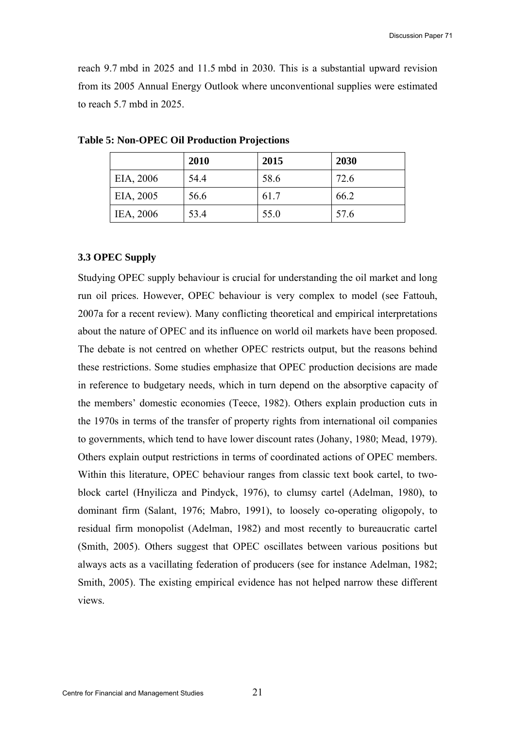reach 9.7 mbd in 2025 and 11.5 mbd in 2030. This is a substantial upward revision from its 2005 Annual Energy Outlook where unconventional supplies were estimated to reach 5.7 mbd in 2025.

**Table 5: Non-OPEC Oil Production Projections**

| | 2010 | 2015 | 2030 |
|---|---|---|---|
| EIA, 2006 | 54.4 | 58.6 | 72.6 |
| EIA, 2005 | 56.6 | 61.7 | 66.2 |
| IEA, 2006 | 53.4 | 55.0 | 57.6 |

### 3.3 OPEC Supply

Studying OPEC supply behaviour is crucial for understanding the oil market and long run oil prices. However, OPEC behaviour is very complex to model (see Fattouh, 2007a for a recent review). Many conflicting theoretical and empirical interpretations about the nature of OPEC and its influence on world oil markets have been proposed. The debate is not centred on whether OPEC restricts output, but the reasons behind these restrictions. Some studies emphasize that OPEC production decisions are made in reference to budgetary needs, which in turn depend on the absorptive capacity of the members' domestic economies (Teece, 1982). Others explain production cuts in the 1970s in terms of the transfer of property rights from international oil companies to governments, which tend to have lower discount rates (Johany, 1980; Mead, 1979). Others explain output restrictions in terms of coordinated actions of OPEC members. Within this literature, OPEC behaviour ranges from classic text book cartel, to two-block cartel (Hnyilicza and Pindyck, 1976), to clumsy cartel (Adelman, 1980), to dominant firm (Salant, 1976; Mabro, 1991), to loosely co-operating oligopoly, to residual firm monopolist (Adelman, 1982) and most recently to bureaucratic cartel (Smith, 2005). Others suggest that OPEC oscillates between various positions but always acts as a vacillating federation of producers (see for instance Adelman, 1982; Smith, 2005). The existing empirical evidence has not helped narrow these different views.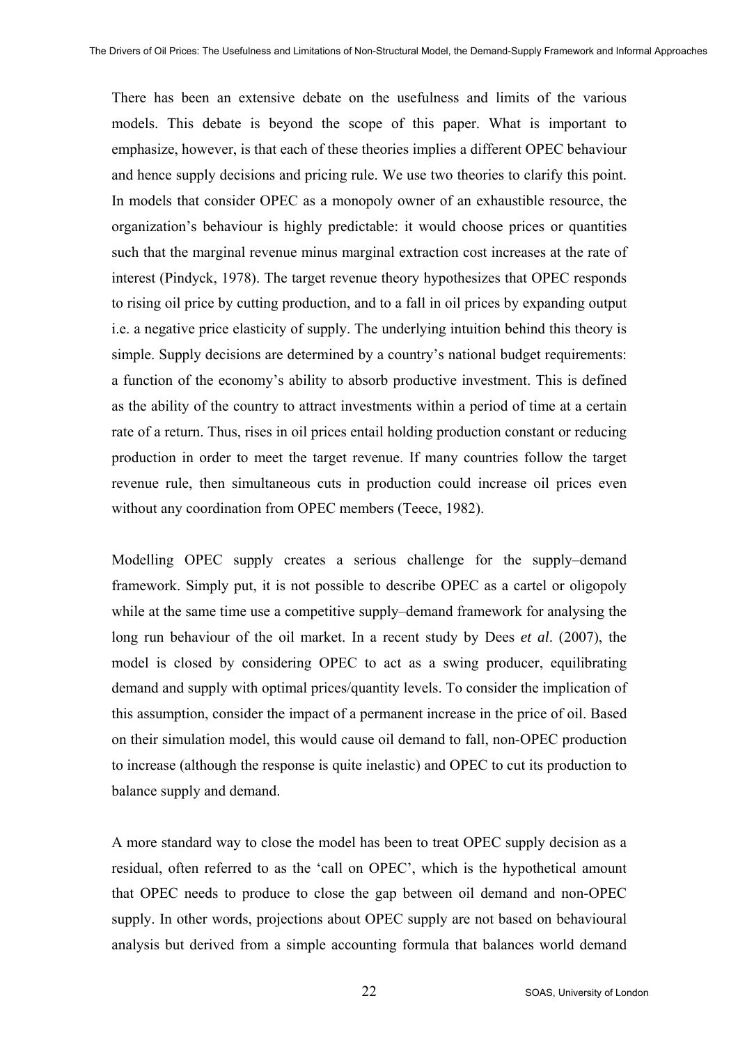There has been an extensive debate on the usefulness and limits of the various models. This debate is beyond the scope of this paper. What is important to emphasize, however, is that each of these theories implies a different OPEC behaviour and hence supply decisions and pricing rule. We use two theories to clarify this point. In models that consider OPEC as a monopoly owner of an exhaustible resource, the organization's behaviour is highly predictable: it would choose prices or quantities such that the marginal revenue minus marginal extraction cost increases at the rate of interest (Pindyck, 1978). The target revenue theory hypothesizes that OPEC responds to rising oil price by cutting production, and to a fall in oil prices by expanding output i.e. a negative price elasticity of supply. The underlying intuition behind this theory is simple. Supply decisions are determined by a country's national budget requirements: a function of the economy's ability to absorb productive investment. This is defined as the ability of the country to attract investments within a period of time at a certain rate of a return. Thus, rises in oil prices entail holding production constant or reducing production in order to meet the target revenue. If many countries follow the target revenue rule, then simultaneous cuts in production could increase oil prices even without any coordination from OPEC members (Teece, 1982).

Modelling OPEC supply creates a serious challenge for the supply–demand framework. Simply put, it is not possible to describe OPEC as a cartel or oligopoly while at the same time use a competitive supply–demand framework for analysing the long run behaviour of the oil market. In a recent study by Dees *et al*. (2007), the model is closed by considering OPEC to act as a swing producer, equilibrating demand and supply with optimal prices/quantity levels. To consider the implication of this assumption, consider the impact of a permanent increase in the price of oil. Based on their simulation model, this would cause oil demand to fall, non-OPEC production to increase (although the response is quite inelastic) and OPEC to cut its production to balance supply and demand.

A more standard way to close the model has been to treat OPEC supply decision as a residual, often referred to as the 'call on OPEC', which is the hypothetical amount that OPEC needs to produce to close the gap between oil demand and non-OPEC supply. In other words, projections about OPEC supply are not based on behavioural analysis but derived from a simple accounting formula that balances world demand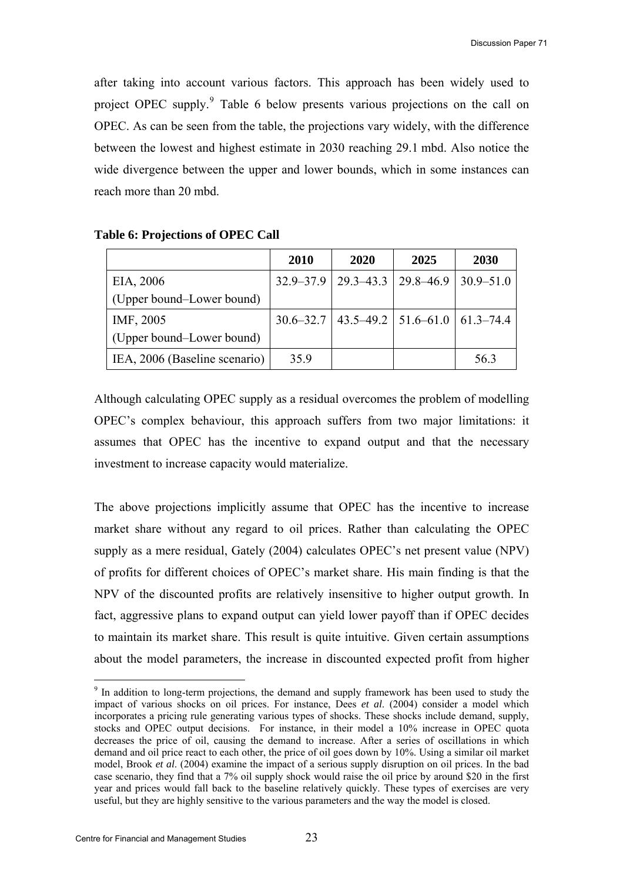after taking into account various factors. This approach has been widely used to project OPEC supply.[9] Table 6 below presents various projections on the call on OPEC. As can be seen from the table, the projections vary widely, with the difference between the lowest and highest estimate in 2030 reaching 29.1 mbd. Also notice the wide divergence between the upper and lower bounds, which in some instances can reach more than 20 mbd.

**Table 6: Projections of OPEC Call**

| | 2010 | 2020 | 2025 | 2030 |
|---|---|---|---|---|
| EIA, 2006 (Upper bound–Lower bound) | 32.9–37.9 | 29.3–43.3 | 29.8–46.9 | 30.9–51.0 |
| IMF, 2005 (Upper bound–Lower bound) | 30.6–32.7 | 43.5–49.2 | 51.6–61.0 | 61.3–74.4 |
| IEA, 2006 (Baseline scenario) | 35.9 | | | 56.3 |

Although calculating OPEC supply as a residual overcomes the problem of modelling OPEC's complex behaviour, this approach suffers from two major limitations: it assumes that OPEC has the incentive to expand output and that the necessary investment to increase capacity would materialize.

The above projections implicitly assume that OPEC has the incentive to increase market share without any regard to oil prices. Rather than calculating the OPEC supply as a mere residual, Gately (2004) calculates OPEC's net present value (NPV) of profits for different choices of OPEC's market share. His main finding is that the NPV of the discounted profits are relatively insensitive to higher output growth. In fact, aggressive plans to expand output can yield lower payoff than if OPEC decides to maintain its market share. This result is quite intuitive. Given certain assumptions about the model parameters, the increase in discounted expected profit from higher

[9] In addition to long-term projections, the demand and supply framework has been used to study the impact of various shocks on oil prices. For instance, Dees *et al*. (2004) consider a model which incorporates a pricing rule generating various types of shocks. These shocks include demand, supply, stocks and OPEC output decisions. For instance, in their model a 10% increase in OPEC quota decreases the price of oil, causing the demand to increase. After a series of oscillations in which demand and oil price react to each other, the price of oil goes down by 10%. Using a similar oil market model, Brook *et al.* (2004) examine the impact of a serious supply disruption on oil prices. In the bad case scenario, they find that a 7% oil supply shock would raise the oil price by around $20 in the first year and prices would fall back to the baseline relatively quickly. These types of exercises are very useful, but they are highly sensitive to the various parameters and the way the model is closed.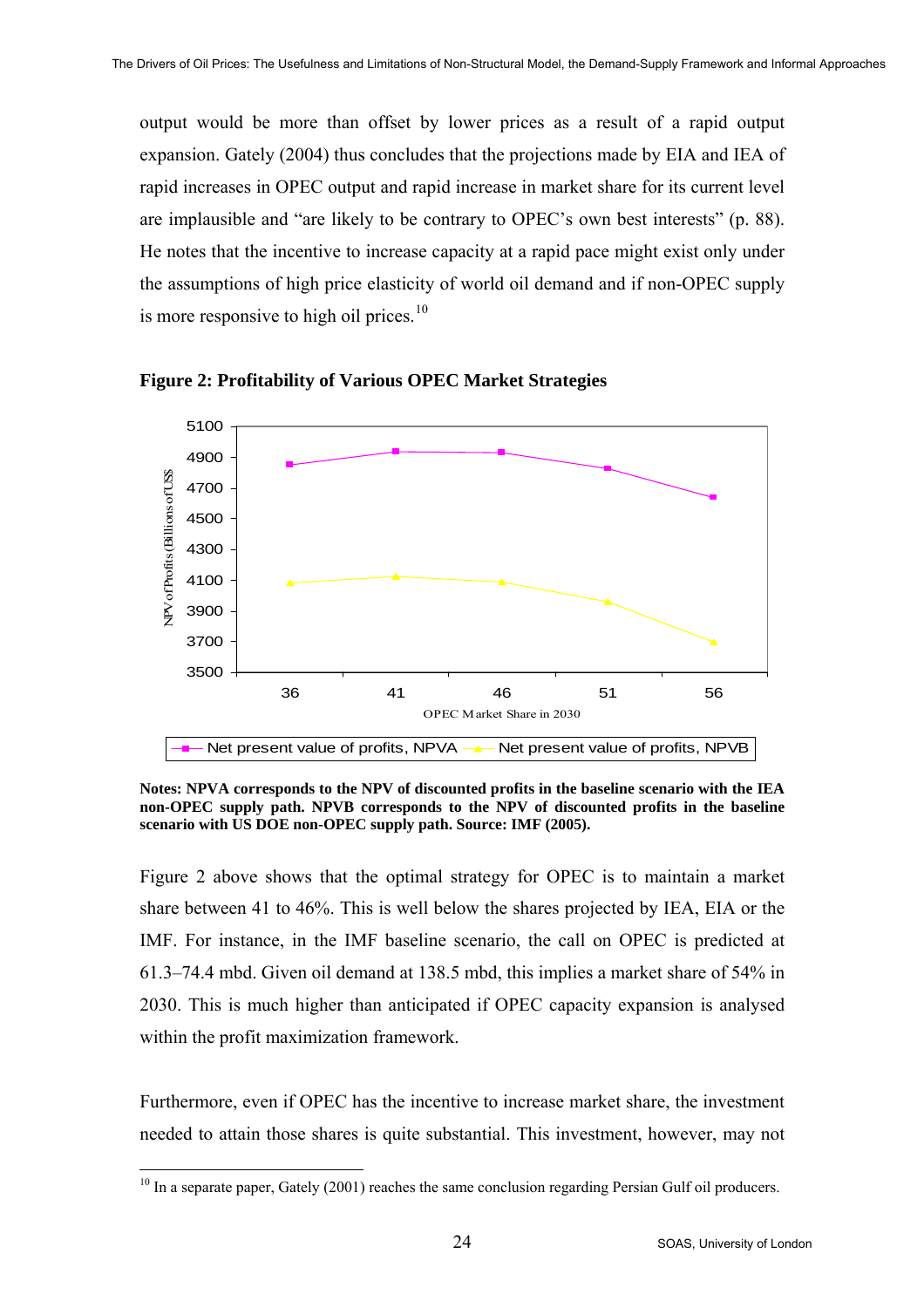output would be more than offset by lower prices as a result of a rapid output expansion. Gately (2004) thus concludes that the projections made by EIA and IEA of rapid increases in OPEC output and rapid increase in market share for its current level are implausible and "are likely to be contrary to OPEC's own best interests" (p. 88). He notes that the incentive to increase capacity at a rapid pace might exist only under the assumptions of high price elasticity of world oil demand and if non-OPEC supply is more responsive to high oil prices.[10]

**Figure 2: Profitability of Various OPEC Market Strategies**

**Notes: NPVA corresponds to the NPV of discounted profits in the baseline scenario with the IEA non-OPEC supply path. NPVB corresponds to the NPV of discounted profits in the baseline scenario with US DOE non-OPEC supply path. Source: IMF (2005).**

Figure 2 above shows that the optimal strategy for OPEC is to maintain a market share between 41 to 46%. This is well below the shares projected by IEA, EIA or the IMF. For instance, in the IMF baseline scenario, the call on OPEC is predicted at 61.3–74.4 mbd. Given oil demand at 138.5 mbd, this implies a market share of 54% in 2030. This is much higher than anticipated if OPEC capacity expansion is analysed within the profit maximization framework.

Furthermore, even if OPEC has the incentive to increase market share, the investment needed to attain those shares is quite substantial. This investment, however, may not

[10] In a separate paper, Gately (2001) reaches the same conclusion regarding Persian Gulf oil producers.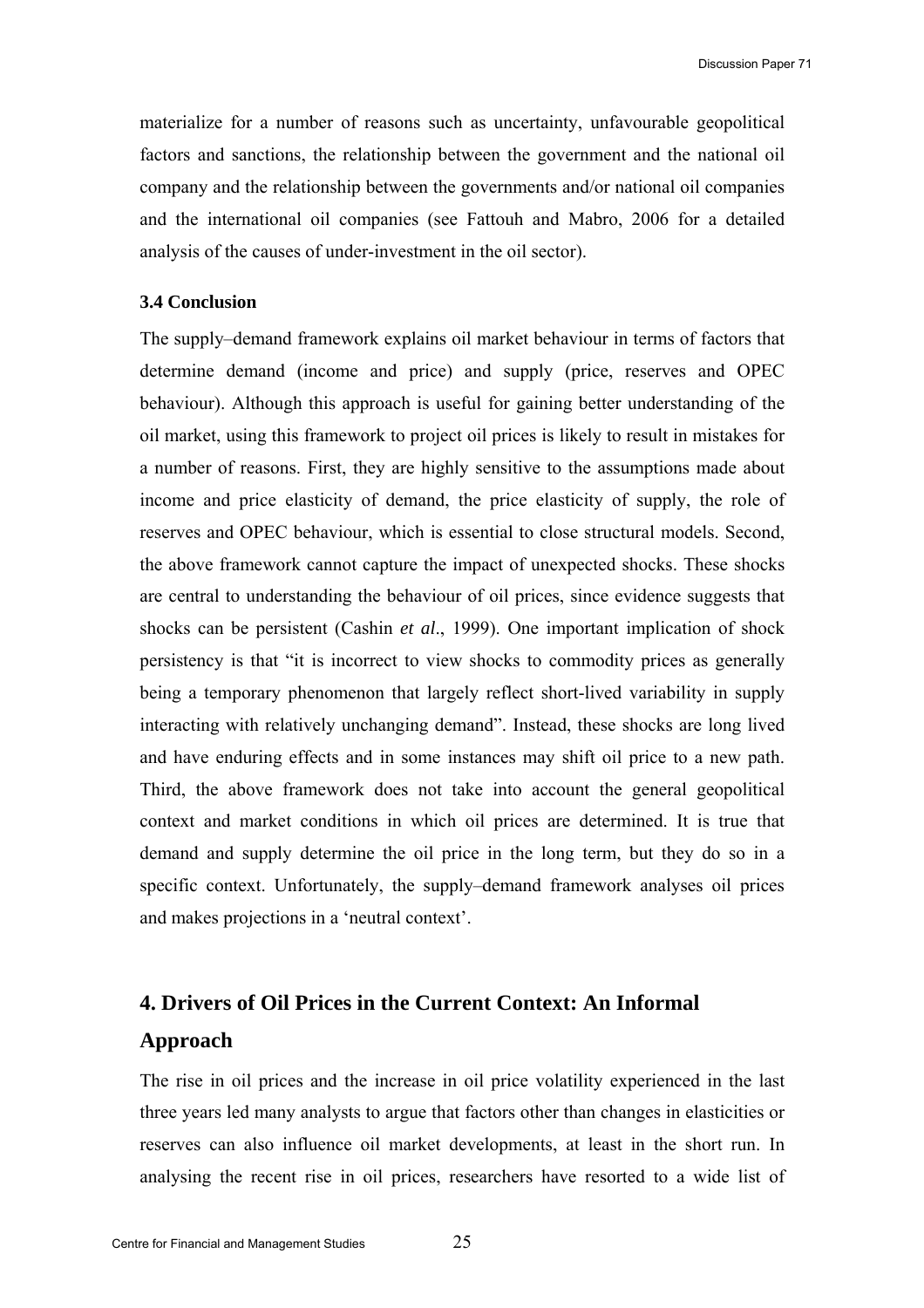materialize for a number of reasons such as uncertainty, unfavourable geopolitical factors and sanctions, the relationship between the government and the national oil company and the relationship between the governments and/or national oil companies and the international oil companies (see Fattouh and Mabro, 2006 for a detailed analysis of the causes of under-investment in the oil sector).

### 3.4 Conclusion

The supply–demand framework explains oil market behaviour in terms of factors that determine demand (income and price) and supply (price, reserves and OPEC behaviour). Although this approach is useful for gaining better understanding of the oil market, using this framework to project oil prices is likely to result in mistakes for a number of reasons. First, they are highly sensitive to the assumptions made about income and price elasticity of demand, the price elasticity of supply, the role of reserves and OPEC behaviour, which is essential to close structural models. Second, the above framework cannot capture the impact of unexpected shocks. These shocks are central to understanding the behaviour of oil prices, since evidence suggests that shocks can be persistent (Cashin *et al*., 1999). One important implication of shock persistency is that "it is incorrect to view shocks to commodity prices as generally being a temporary phenomenon that largely reflect short-lived variability in supply interacting with relatively unchanging demand". Instead, these shocks are long lived and have enduring effects and in some instances may shift oil price to a new path. Third, the above framework does not take into account the general geopolitical context and market conditions in which oil prices are determined. It is true that demand and supply determine the oil price in the long term, but they do so in a specific context. Unfortunately, the supply–demand framework analyses oil prices and makes projections in a 'neutral context'.

## 4. Drivers of Oil Prices in the Current Context: An Informal Approach

The rise in oil prices and the increase in oil price volatility experienced in the last three years led many analysts to argue that factors other than changes in elasticities or reserves can also influence oil market developments, at least in the short run. In analysing the recent rise in oil prices, researchers have resorted to a wide list of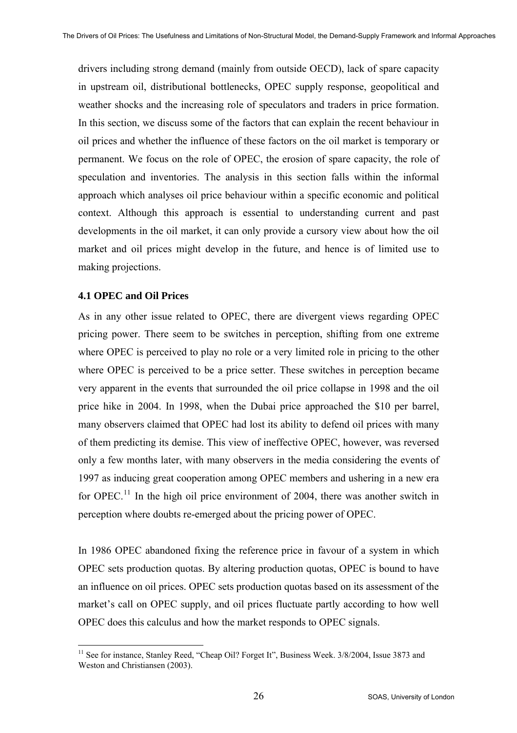drivers including strong demand (mainly from outside OECD), lack of spare capacity in upstream oil, distributional bottlenecks, OPEC supply response, geopolitical and weather shocks and the increasing role of speculators and traders in price formation. In this section, we discuss some of the factors that can explain the recent behaviour in oil prices and whether the influence of these factors on the oil market is temporary or permanent. We focus on the role of OPEC, the erosion of spare capacity, the role of speculation and inventories. The analysis in this section falls within the informal approach which analyses oil price behaviour within a specific economic and political context. Although this approach is essential to understanding current and past developments in the oil market, it can only provide a cursory view about how the oil market and oil prices might develop in the future, and hence is of limited use to making projections.

### 4.1 OPEC and Oil Prices

As in any other issue related to OPEC, there are divergent views regarding OPEC pricing power. There seem to be switches in perception, shifting from one extreme where OPEC is perceived to play no role or a very limited role in pricing to the other where OPEC is perceived to be a price setter. These switches in perception became very apparent in the events that surrounded the oil price collapse in 1998 and the oil price hike in 2004. In 1998, when the Dubai price approached the \$10 per barrel, many observers claimed that OPEC had lost its ability to defend oil prices with many of them predicting its demise. This view of ineffective OPEC, however, was reversed only a few months later, with many observers in the media considering the events of 1997 as inducing great cooperation among OPEC members and ushering in a new era for OPEC.[11] In the high oil price environment of 2004, there was another switch in perception where doubts re-emerged about the pricing power of OPEC.

In 1986 OPEC abandoned fixing the reference price in favour of a system in which OPEC sets production quotas. By altering production quotas, OPEC is bound to have an influence on oil prices. OPEC sets production quotas based on its assessment of the market's call on OPEC supply, and oil prices fluctuate partly according to how well OPEC does this calculus and how the market responds to OPEC signals.

[11] See for instance, Stanley Reed, "Cheap Oil? Forget It", Business Week. 3/8/2004, Issue 3873 and Weston and Christiansen (2003).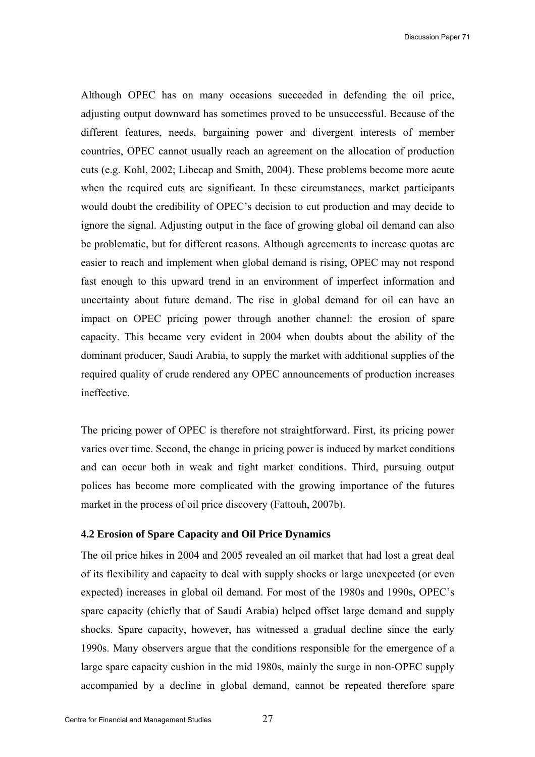Although OPEC has on many occasions succeeded in defending the oil price, adjusting output downward has sometimes proved to be unsuccessful. Because of the different features, needs, bargaining power and divergent interests of member countries, OPEC cannot usually reach an agreement on the allocation of production cuts (e.g. Kohl, 2002; Libecap and Smith, 2004). These problems become more acute when the required cuts are significant. In these circumstances, market participants would doubt the credibility of OPEC's decision to cut production and may decide to ignore the signal. Adjusting output in the face of growing global oil demand can also be problematic, but for different reasons. Although agreements to increase quotas are easier to reach and implement when global demand is rising, OPEC may not respond fast enough to this upward trend in an environment of imperfect information and uncertainty about future demand. The rise in global demand for oil can have an impact on OPEC pricing power through another channel: the erosion of spare capacity. This became very evident in 2004 when doubts about the ability of the dominant producer, Saudi Arabia, to supply the market with additional supplies of the required quality of crude rendered any OPEC announcements of production increases ineffective.

The pricing power of OPEC is therefore not straightforward. First, its pricing power varies over time. Second, the change in pricing power is induced by market conditions and can occur both in weak and tight market conditions. Third, pursuing output polices has become more complicated with the growing importance of the futures market in the process of oil price discovery (Fattouh, 2007b).

### 4.2 Erosion of Spare Capacity and Oil Price Dynamics

The oil price hikes in 2004 and 2005 revealed an oil market that had lost a great deal of its flexibility and capacity to deal with supply shocks or large unexpected (or even expected) increases in global oil demand. For most of the 1980s and 1990s, OPEC's spare capacity (chiefly that of Saudi Arabia) helped offset large demand and supply shocks. Spare capacity, however, has witnessed a gradual decline since the early 1990s. Many observers argue that the conditions responsible for the emergence of a large spare capacity cushion in the mid 1980s, mainly the surge in non-OPEC supply accompanied by a decline in global demand, cannot be repeated therefore spare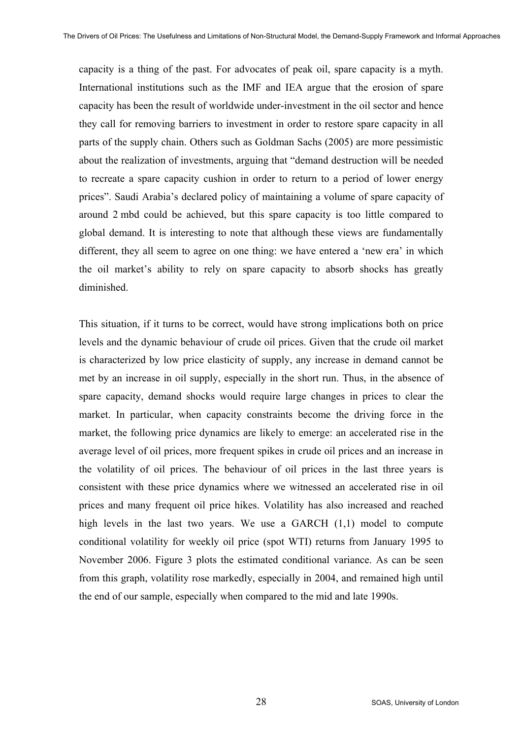capacity is a thing of the past. For advocates of peak oil, spare capacity is a myth. International institutions such as the IMF and IEA argue that the erosion of spare capacity has been the result of worldwide under-investment in the oil sector and hence they call for removing barriers to investment in order to restore spare capacity in all parts of the supply chain. Others such as Goldman Sachs (2005) are more pessimistic about the realization of investments, arguing that "demand destruction will be needed to recreate a spare capacity cushion in order to return to a period of lower energy prices". Saudi Arabia's declared policy of maintaining a volume of spare capacity of around 2 mbd could be achieved, but this spare capacity is too little compared to global demand. It is interesting to note that although these views are fundamentally different, they all seem to agree on one thing: we have entered a 'new era' in which the oil market's ability to rely on spare capacity to absorb shocks has greatly diminished.

This situation, if it turns to be correct, would have strong implications both on price levels and the dynamic behaviour of crude oil prices. Given that the crude oil market is characterized by low price elasticity of supply, any increase in demand cannot be met by an increase in oil supply, especially in the short run. Thus, in the absence of spare capacity, demand shocks would require large changes in prices to clear the market. In particular, when capacity constraints become the driving force in the market, the following price dynamics are likely to emerge: an accelerated rise in the average level of oil prices, more frequent spikes in crude oil prices and an increase in the volatility of oil prices. The behaviour of oil prices in the last three years is consistent with these price dynamics where we witnessed an accelerated rise in oil prices and many frequent oil price hikes. Volatility has also increased and reached high levels in the last two years. We use a GARCH (1,1) model to compute conditional volatility for weekly oil price (spot WTI) returns from January 1995 to November 2006. Figure 3 plots the estimated conditional variance. As can be seen from this graph, volatility rose markedly, especially in 2004, and remained high until the end of our sample, especially when compared to the mid and late 1990s.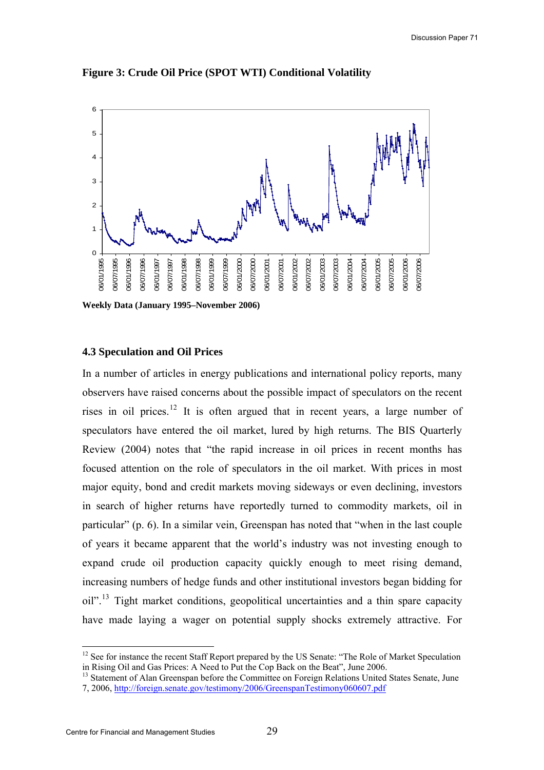**Figure 3: Crude Oil Price (SPOT WTI) Conditional Volatility**

**Weekly Data (January 1995–November 2006)**

### 4.3 Speculation and Oil Prices

In a number of articles in energy publications and international policy reports, many observers have raised concerns about the possible impact of speculators on the recent rises in oil prices.[12] It is often argued that in recent years, a large number of speculators have entered the oil market, lured by high returns. The BIS Quarterly Review (2004) notes that "the rapid increase in oil prices in recent months has focused attention on the role of speculators in the oil market. With prices in most major equity, bond and credit markets moving sideways or even declining, investors in search of higher returns have reportedly turned to commodity markets, oil in particular" (p. 6). In a similar vein, Greenspan has noted that "when in the last couple of years it became apparent that the world's industry was not investing enough to expand crude oil production capacity quickly enough to meet rising demand, increasing numbers of hedge funds and other institutional investors began bidding for oil".[13] Tight market conditions, geopolitical uncertainties and a thin spare capacity have made laying a wager on potential supply shocks extremely attractive. For

---

[12] See for instance the recent Staff Report prepared by the US Senate: "The Role of Market Speculation in Rising Oil and Gas Prices: A Need to Put the Cop Back on the Beat", June 2006.

[13] Statement of Alan Greenspan before the Committee on Foreign Relations United States Senate, June 7, 2006, http://foreign.senate.gov/testimony/2006/GreenspanTestimony060607.pdf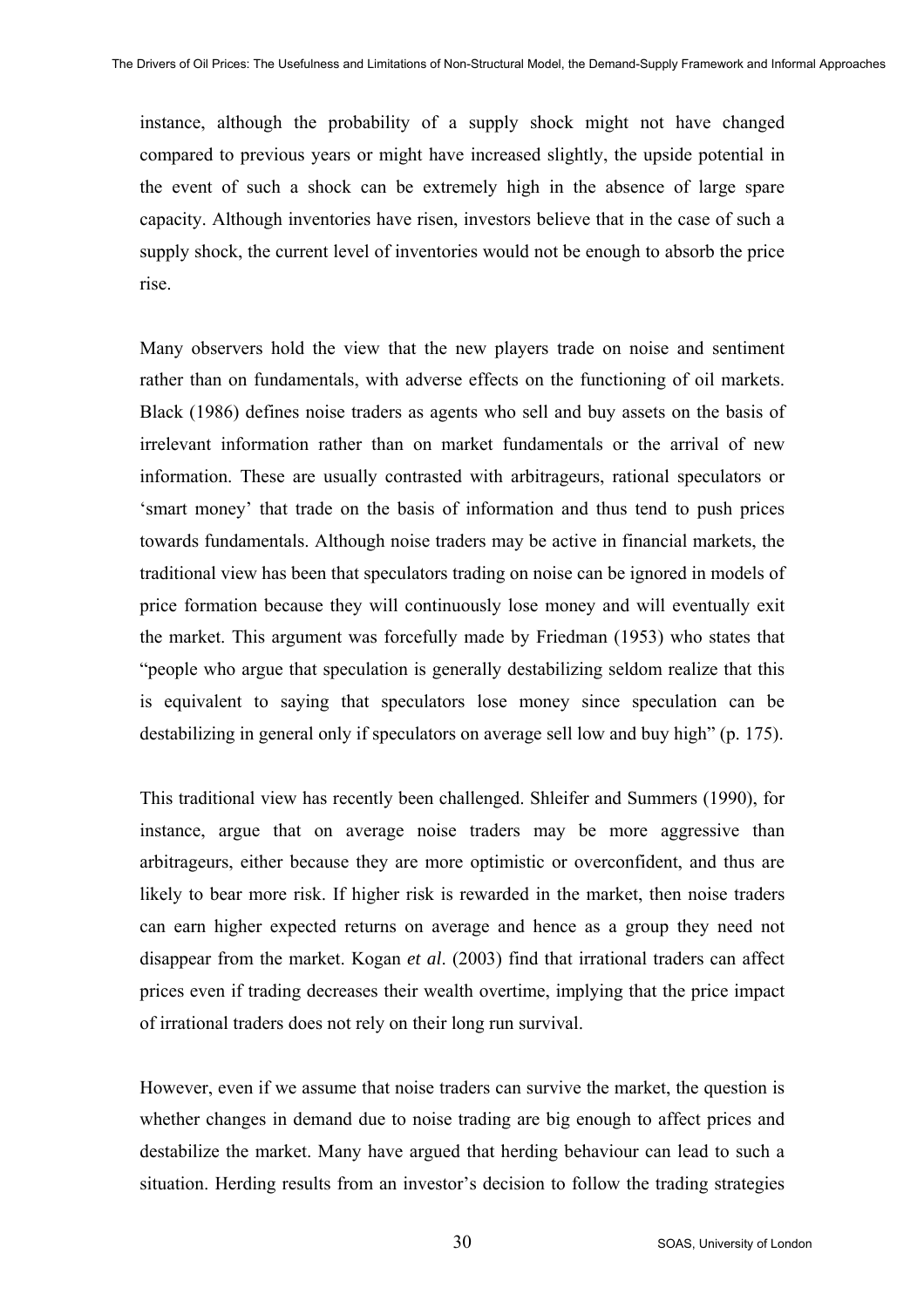instance, although the probability of a supply shock might not have changed compared to previous years or might have increased slightly, the upside potential in the event of such a shock can be extremely high in the absence of large spare capacity. Although inventories have risen, investors believe that in the case of such a supply shock, the current level of inventories would not be enough to absorb the price rise.

Many observers hold the view that the new players trade on noise and sentiment rather than on fundamentals, with adverse effects on the functioning of oil markets. Black (1986) defines noise traders as agents who sell and buy assets on the basis of irrelevant information rather than on market fundamentals or the arrival of new information. These are usually contrasted with arbitrageurs, rational speculators or 'smart money' that trade on the basis of information and thus tend to push prices towards fundamentals. Although noise traders may be active in financial markets, the traditional view has been that speculators trading on noise can be ignored in models of price formation because they will continuously lose money and will eventually exit the market. This argument was forcefully made by Friedman (1953) who states that "people who argue that speculation is generally destabilizing seldom realize that this is equivalent to saying that speculators lose money since speculation can be destabilizing in general only if speculators on average sell low and buy high" (p. 175).

This traditional view has recently been challenged. Shleifer and Summers (1990), for instance, argue that on average noise traders may be more aggressive than arbitrageurs, either because they are more optimistic or overconfident, and thus are likely to bear more risk. If higher risk is rewarded in the market, then noise traders can earn higher expected returns on average and hence as a group they need not disappear from the market. Kogan *et al*. (2003) find that irrational traders can affect prices even if trading decreases their wealth overtime, implying that the price impact of irrational traders does not rely on their long run survival.

However, even if we assume that noise traders can survive the market, the question is whether changes in demand due to noise trading are big enough to affect prices and destabilize the market. Many have argued that herding behaviour can lead to such a situation. Herding results from an investor's decision to follow the trading strategies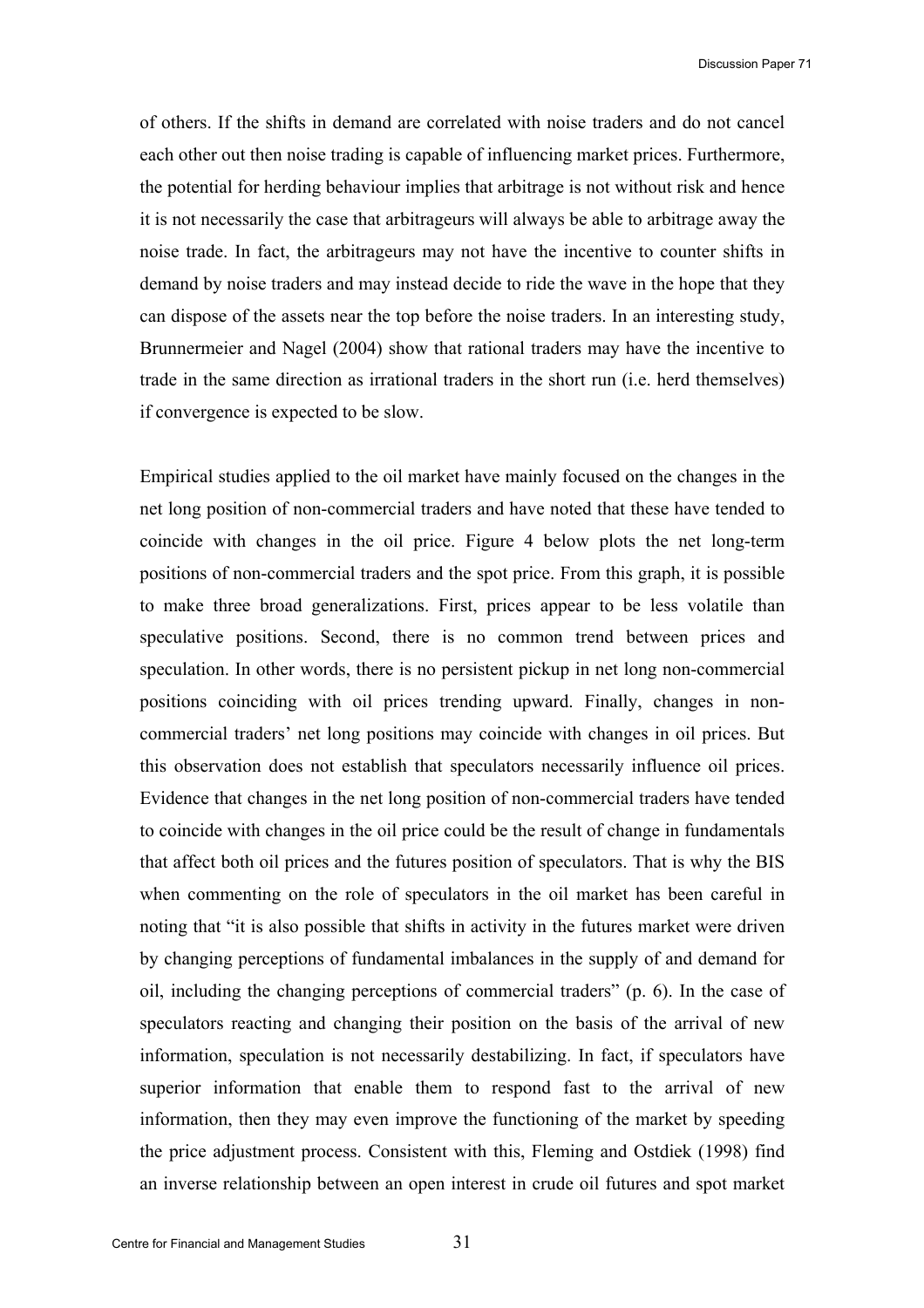of others. If the shifts in demand are correlated with noise traders and do not cancel each other out then noise trading is capable of influencing market prices. Furthermore, the potential for herding behaviour implies that arbitrage is not without risk and hence it is not necessarily the case that arbitrageurs will always be able to arbitrage away the noise trade. In fact, the arbitrageurs may not have the incentive to counter shifts in demand by noise traders and may instead decide to ride the wave in the hope that they can dispose of the assets near the top before the noise traders. In an interesting study, Brunnermeier and Nagel (2004) show that rational traders may have the incentive to trade in the same direction as irrational traders in the short run (i.e. herd themselves) if convergence is expected to be slow.

Empirical studies applied to the oil market have mainly focused on the changes in the net long position of non-commercial traders and have noted that these have tended to coincide with changes in the oil price. Figure 4 below plots the net long-term positions of non-commercial traders and the spot price. From this graph, it is possible to make three broad generalizations. First, prices appear to be less volatile than speculative positions. Second, there is no common trend between prices and speculation. In other words, there is no persistent pickup in net long non-commercial positions coinciding with oil prices trending upward. Finally, changes in non-commercial traders' net long positions may coincide with changes in oil prices. But this observation does not establish that speculators necessarily influence oil prices. Evidence that changes in the net long position of non-commercial traders have tended to coincide with changes in the oil price could be the result of change in fundamentals that affect both oil prices and the futures position of speculators. That is why the BIS when commenting on the role of speculators in the oil market has been careful in noting that "it is also possible that shifts in activity in the futures market were driven by changing perceptions of fundamental imbalances in the supply of and demand for oil, including the changing perceptions of commercial traders" (p. 6). In the case of speculators reacting and changing their position on the basis of the arrival of new information, speculation is not necessarily destabilizing. In fact, if speculators have superior information that enable them to respond fast to the arrival of new information, then they may even improve the functioning of the market by speeding the price adjustment process. Consistent with this, Fleming and Ostdiek (1998) find an inverse relationship between an open interest in crude oil futures and spot market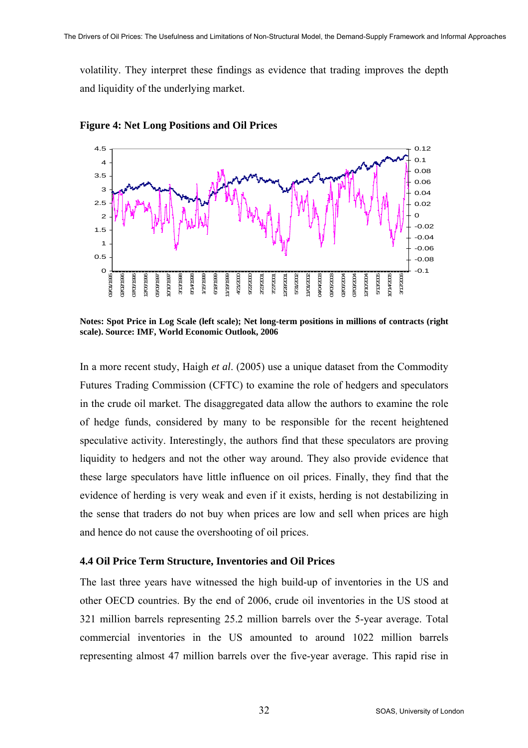volatility. They interpret these findings as evidence that trading improves the depth and liquidity of the underlying market.

**Figure 4: Net Long Positions and Oil Prices**

**Notes: Spot Price in Log Scale (left scale); Net long-term positions in millions of contracts (right scale). Source: IMF, World Economic Outlook, 2006**

In a more recent study, Haigh *et al*. (2005) use a unique dataset from the Commodity Futures Trading Commission (CFTC) to examine the role of hedgers and speculators in the crude oil market. The disaggregated data allow the authors to examine the role of hedge funds, considered by many to be responsible for the recent heightened speculative activity. Interestingly, the authors find that these speculators are proving liquidity to hedgers and not the other way around. They also provide evidence that these large speculators have little influence on oil prices. Finally, they find that the evidence of herding is very weak and even if it exists, herding is not destabilizing in the sense that traders do not buy when prices are low and sell when prices are high and hence do not cause the overshooting of oil prices.

### 4.4 Oil Price Term Structure, Inventories and Oil Prices

The last three years have witnessed the high build-up of inventories in the US and other OECD countries. By the end of 2006, crude oil inventories in the US stood at 321 million barrels representing 25.2 million barrels over the 5-year average. Total commercial inventories in the US amounted to around 1022 million barrels representing almost 47 million barrels over the five-year average. This rapid rise in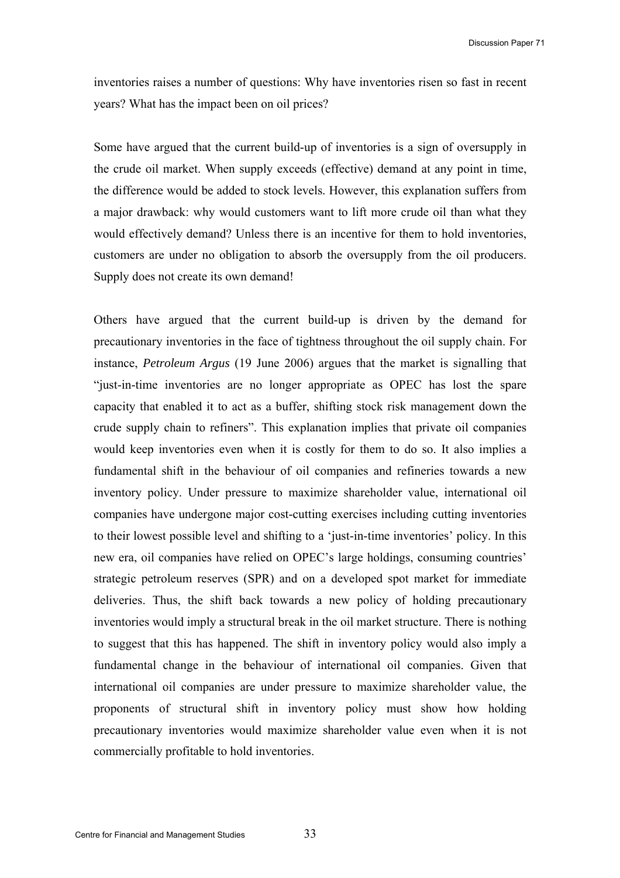inventories raises a number of questions: Why have inventories risen so fast in recent years? What has the impact been on oil prices?

Some have argued that the current build-up of inventories is a sign of oversupply in the crude oil market. When supply exceeds (effective) demand at any point in time, the difference would be added to stock levels. However, this explanation suffers from a major drawback: why would customers want to lift more crude oil than what they would effectively demand? Unless there is an incentive for them to hold inventories, customers are under no obligation to absorb the oversupply from the oil producers. Supply does not create its own demand!

Others have argued that the current build-up is driven by the demand for precautionary inventories in the face of tightness throughout the oil supply chain. For instance, *Petroleum Argus* (19 June 2006) argues that the market is signalling that "just-in-time inventories are no longer appropriate as OPEC has lost the spare capacity that enabled it to act as a buffer, shifting stock risk management down the crude supply chain to refiners". This explanation implies that private oil companies would keep inventories even when it is costly for them to do so. It also implies a fundamental shift in the behaviour of oil companies and refineries towards a new inventory policy. Under pressure to maximize shareholder value, international oil companies have undergone major cost-cutting exercises including cutting inventories to their lowest possible level and shifting to a 'just-in-time inventories' policy. In this new era, oil companies have relied on OPEC's large holdings, consuming countries' strategic petroleum reserves (SPR) and on a developed spot market for immediate deliveries. Thus, the shift back towards a new policy of holding precautionary inventories would imply a structural break in the oil market structure. There is nothing to suggest that this has happened. The shift in inventory policy would also imply a fundamental change in the behaviour of international oil companies. Given that international oil companies are under pressure to maximize shareholder value, the proponents of structural shift in inventory policy must show how holding precautionary inventories would maximize shareholder value even when it is not commercially profitable to hold inventories.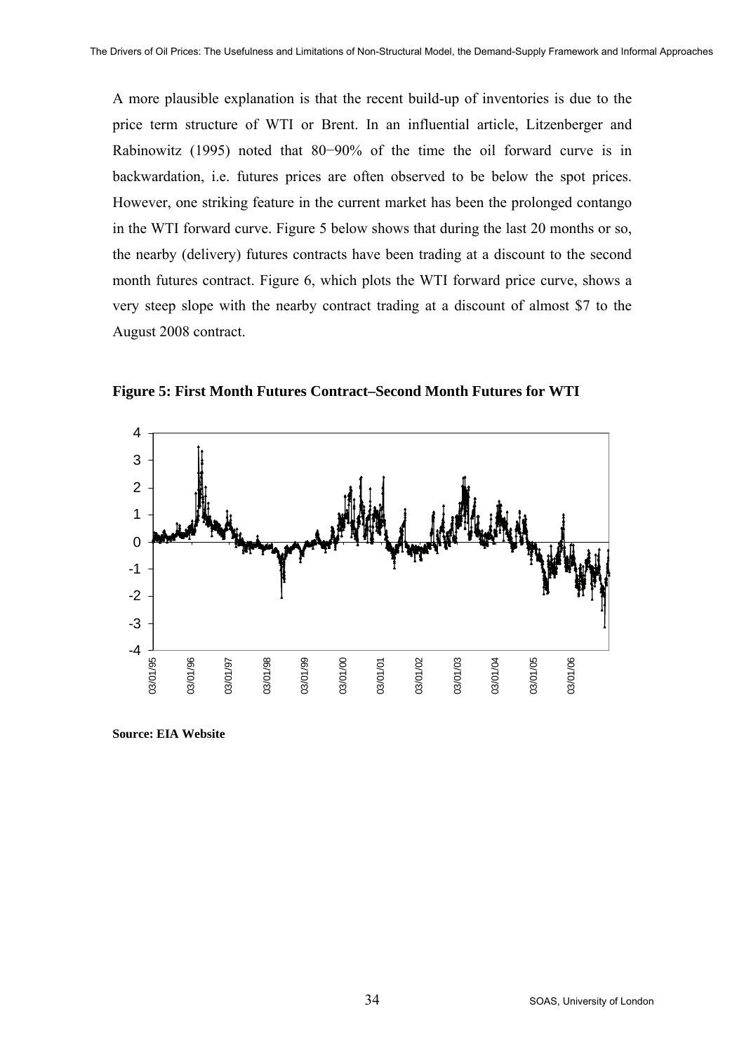A more plausible explanation is that the recent build-up of inventories is due to the price term structure of WTI or Brent. In an influential article, Litzenberger and Rabinowitz (1995) noted that 80−90% of the time the oil forward curve is in backwardation, i.e. futures prices are often observed to be below the spot prices. However, one striking feature in the current market has been the prolonged contango in the WTI forward curve. Figure 5 below shows that during the last 20 months or so, the nearby (delivery) futures contracts have been trading at a discount to the second month futures contract. Figure 6, which plots the WTI forward price curve, shows a very steep slope with the nearby contract trading at a discount of almost $7 to the August 2008 contract.

**Figure 5: First Month Futures Contract–Second Month Futures for WTI**

**Source: EIA Website**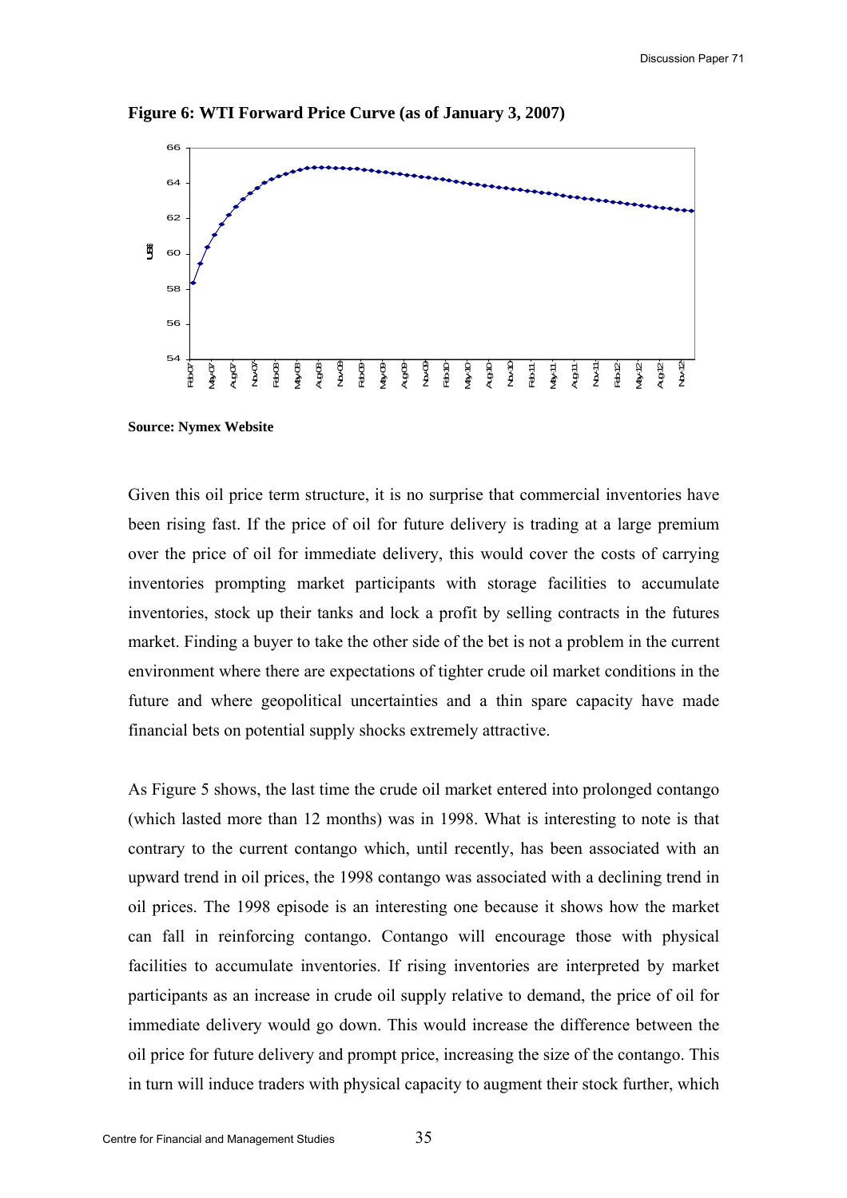**Figure 6: WTI Forward Price Curve (as of January 3, 2007)**

**Source: Nymex Website**

Given this oil price term structure, it is no surprise that commercial inventories have been rising fast. If the price of oil for future delivery is trading at a large premium over the price of oil for immediate delivery, this would cover the costs of carrying inventories prompting market participants with storage facilities to accumulate inventories, stock up their tanks and lock a profit by selling contracts in the futures market. Finding a buyer to take the other side of the bet is not a problem in the current environment where there are expectations of tighter crude oil market conditions in the future and where geopolitical uncertainties and a thin spare capacity have made financial bets on potential supply shocks extremely attractive.

As Figure 5 shows, the last time the crude oil market entered into prolonged contango (which lasted more than 12 months) was in 1998. What is interesting to note is that contrary to the current contango which, until recently, has been associated with an upward trend in oil prices, the 1998 contango was associated with a declining trend in oil prices. The 1998 episode is an interesting one because it shows how the market can fall in reinforcing contango. Contango will encourage those with physical facilities to accumulate inventories. If rising inventories are interpreted by market participants as an increase in crude oil supply relative to demand, the price of oil for immediate delivery would go down. This would increase the difference between the oil price for future delivery and prompt price, increasing the size of the contango. This in turn will induce traders with physical capacity to augment their stock further, which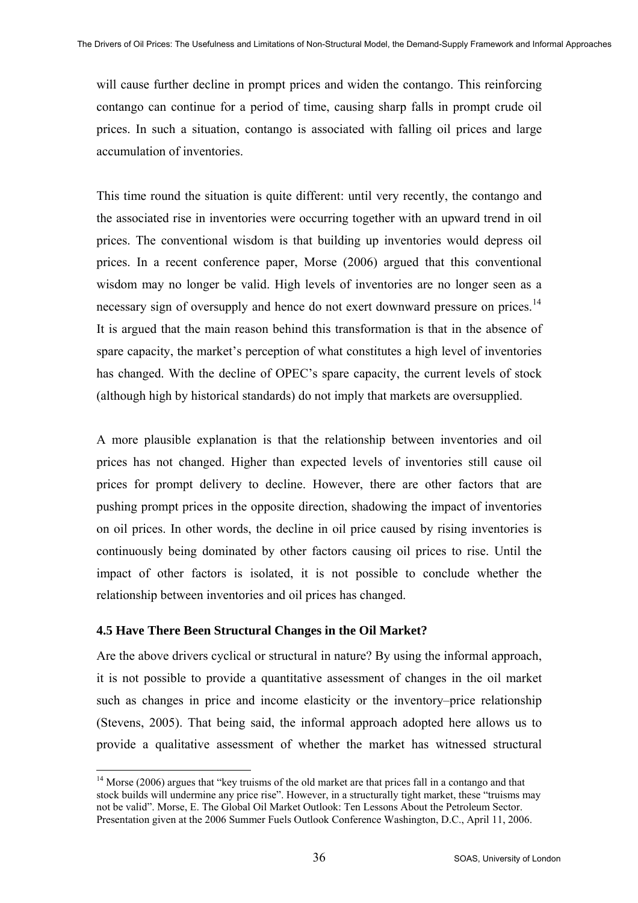will cause further decline in prompt prices and widen the contango. This reinforcing contango can continue for a period of time, causing sharp falls in prompt crude oil prices. In such a situation, contango is associated with falling oil prices and large accumulation of inventories.

This time round the situation is quite different: until very recently, the contango and the associated rise in inventories were occurring together with an upward trend in oil prices. The conventional wisdom is that building up inventories would depress oil prices. In a recent conference paper, Morse (2006) argued that this conventional wisdom may no longer be valid. High levels of inventories are no longer seen as a necessary sign of oversupply and hence do not exert downward pressure on prices.[14] It is argued that the main reason behind this transformation is that in the absence of spare capacity, the market's perception of what constitutes a high level of inventories has changed. With the decline of OPEC's spare capacity, the current levels of stock (although high by historical standards) do not imply that markets are oversupplied.

A more plausible explanation is that the relationship between inventories and oil prices has not changed. Higher than expected levels of inventories still cause oil prices for prompt delivery to decline. However, there are other factors that are pushing prompt prices in the opposite direction, shadowing the impact of inventories on oil prices. In other words, the decline in oil price caused by rising inventories is continuously being dominated by other factors causing oil prices to rise. Until the impact of other factors is isolated, it is not possible to conclude whether the relationship between inventories and oil prices has changed.

### 4.5 Have There Been Structural Changes in the Oil Market?

Are the above drivers cyclical or structural in nature? By using the informal approach, it is not possible to provide a quantitative assessment of changes in the oil market such as changes in price and income elasticity or the inventory–price relationship (Stevens, 2005). That being said, the informal approach adopted here allows us to provide a qualitative assessment of whether the market has witnessed structural

[14] Morse (2006) argues that "key truisms of the old market are that prices fall in a contango and that stock builds will undermine any price rise". However, in a structurally tight market, these "truisms may not be valid". Morse, E. The Global Oil Market Outlook: Ten Lessons About the Petroleum Sector. Presentation given at the 2006 Summer Fuels Outlook Conference Washington, D.C., April 11, 2006.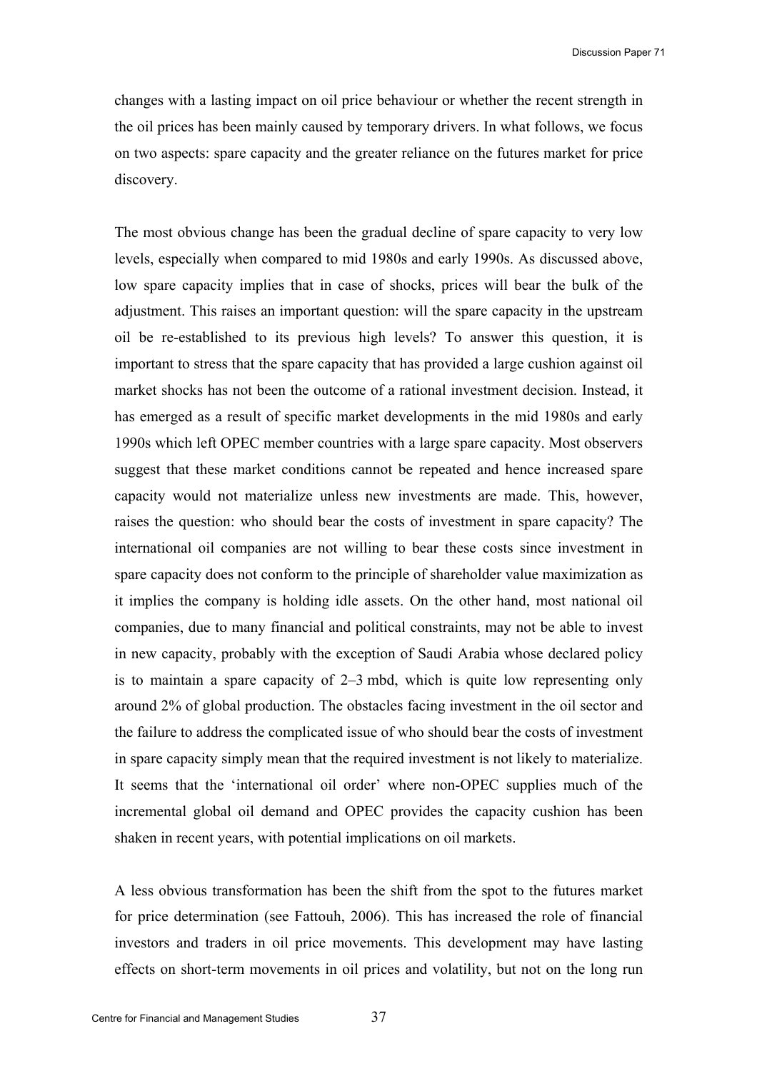changes with a lasting impact on oil price behaviour or whether the recent strength in the oil prices has been mainly caused by temporary drivers. In what follows, we focus on two aspects: spare capacity and the greater reliance on the futures market for price discovery.

The most obvious change has been the gradual decline of spare capacity to very low levels, especially when compared to mid 1980s and early 1990s. As discussed above, low spare capacity implies that in case of shocks, prices will bear the bulk of the adjustment. This raises an important question: will the spare capacity in the upstream oil be re-established to its previous high levels? To answer this question, it is important to stress that the spare capacity that has provided a large cushion against oil market shocks has not been the outcome of a rational investment decision. Instead, it has emerged as a result of specific market developments in the mid 1980s and early 1990s which left OPEC member countries with a large spare capacity. Most observers suggest that these market conditions cannot be repeated and hence increased spare capacity would not materialize unless new investments are made. This, however, raises the question: who should bear the costs of investment in spare capacity? The international oil companies are not willing to bear these costs since investment in spare capacity does not conform to the principle of shareholder value maximization as it implies the company is holding idle assets. On the other hand, most national oil companies, due to many financial and political constraints, may not be able to invest in new capacity, probably with the exception of Saudi Arabia whose declared policy is to maintain a spare capacity of 2–3 mbd, which is quite low representing only around 2% of global production. The obstacles facing investment in the oil sector and the failure to address the complicated issue of who should bear the costs of investment in spare capacity simply mean that the required investment is not likely to materialize. It seems that the 'international oil order' where non-OPEC supplies much of the incremental global oil demand and OPEC provides the capacity cushion has been shaken in recent years, with potential implications on oil markets.

A less obvious transformation has been the shift from the spot to the futures market for price determination (see Fattouh, 2006). This has increased the role of financial investors and traders in oil price movements. This development may have lasting effects on short-term movements in oil prices and volatility, but not on the long run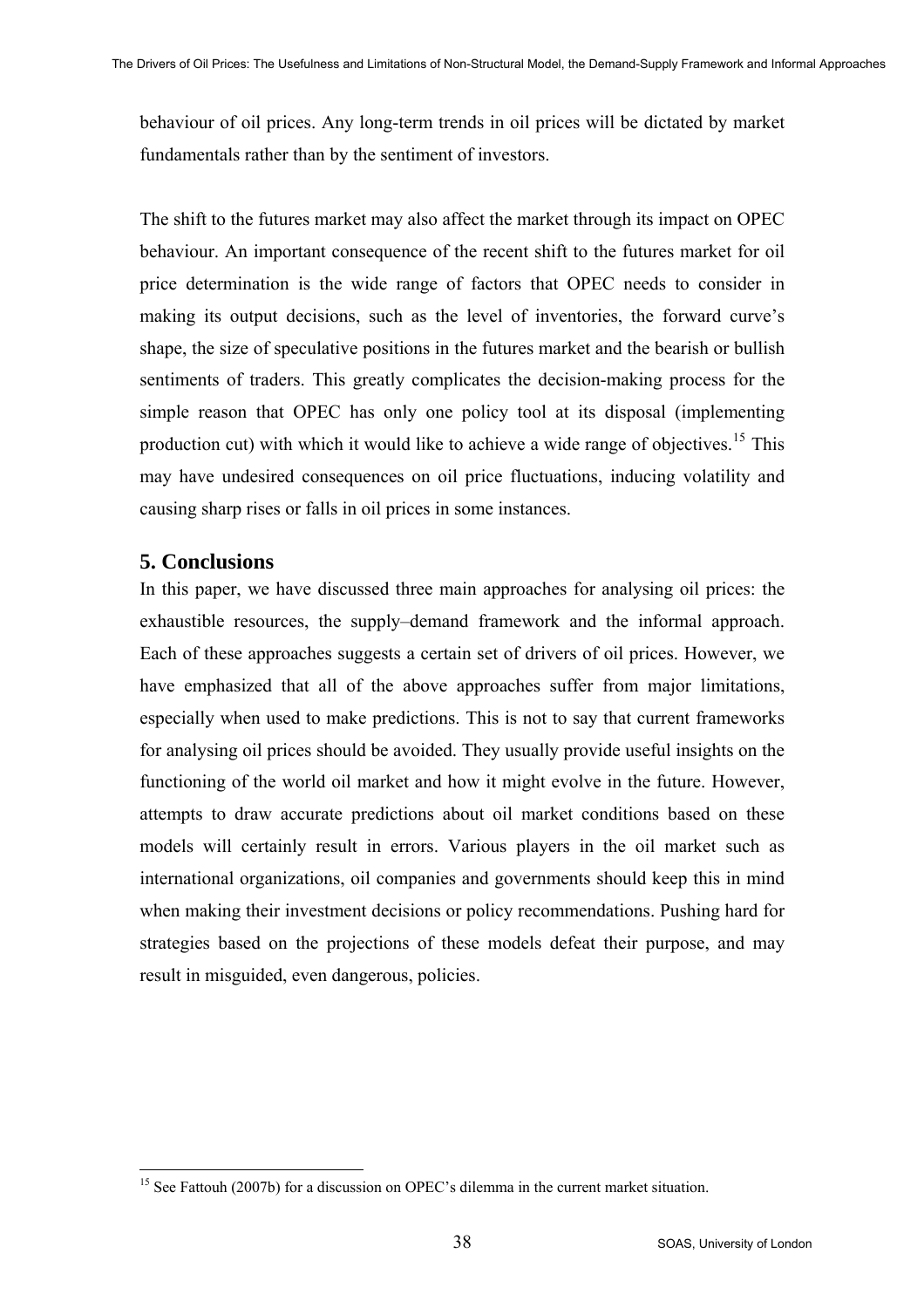behaviour of oil prices. Any long-term trends in oil prices will be dictated by market fundamentals rather than by the sentiment of investors.

The shift to the futures market may also affect the market through its impact on OPEC behaviour. An important consequence of the recent shift to the futures market for oil price determination is the wide range of factors that OPEC needs to consider in making its output decisions, such as the level of inventories, the forward curve's shape, the size of speculative positions in the futures market and the bearish or bullish sentiments of traders. This greatly complicates the decision-making process for the simple reason that OPEC has only one policy tool at its disposal (implementing production cut) with which it would like to achieve a wide range of objectives.[15] This may have undesired consequences on oil price fluctuations, inducing volatility and causing sharp rises or falls in oil prices in some instances.

## 5. Conclusions

In this paper, we have discussed three main approaches for analysing oil prices: the exhaustible resources, the supply–demand framework and the informal approach. Each of these approaches suggests a certain set of drivers of oil prices. However, we have emphasized that all of the above approaches suffer from major limitations, especially when used to make predictions. This is not to say that current frameworks for analysing oil prices should be avoided. They usually provide useful insights on the functioning of the world oil market and how it might evolve in the future. However, attempts to draw accurate predictions about oil market conditions based on these models will certainly result in errors. Various players in the oil market such as international organizations, oil companies and governments should keep this in mind when making their investment decisions or policy recommendations. Pushing hard for strategies based on the projections of these models defeat their purpose, and may result in misguided, even dangerous, policies.

[15] See Fattouh (2007b) for a discussion on OPEC's dilemma in the current market situation.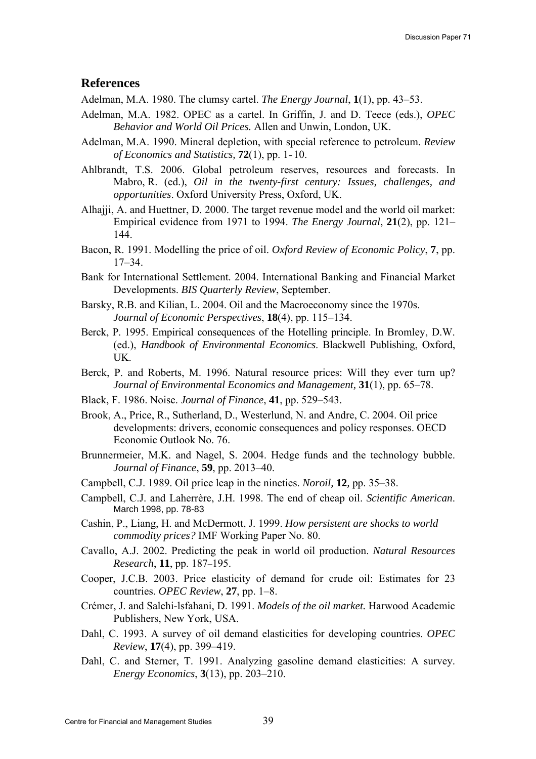## References

Adelman, M.A. 1980. The clumsy cartel. *The Energy Journal*, **1**(1), pp. 43–53.

Adelman, M.A. 1982. OPEC as a cartel. In Griffin, J. and D. Teece (eds.), *OPEC Behavior and World Oil Prices.* Allen and Unwin, London, UK.

Adelman, M.A. 1990. Mineral depletion, with special reference to petroleum. *Review of Economics and Statistics,* **72**(1), pp. 1‑10.

Ahlbrandt, T.S. 2006. Global petroleum reserves, resources and forecasts. In Mabro, R. (ed.), *Oil in the twenty-first century: Issues, challenges, and opportunities*. Oxford University Press, Oxford, UK.

Alhajji, A. and Huettner, D. 2000. The target revenue model and the world oil market: Empirical evidence from 1971 to 1994. *The Energy Journal*, **21**(2), pp. 121–144.

Bacon, R. 1991. Modelling the price of oil. *Oxford Review of Economic Policy*, **7**, pp. 17–34.

Bank for International Settlement. 2004. International Banking and Financial Market Developments. *BIS Quarterly Review*, September.

Barsky, R.B. and Kilian, L. 2004. Oil and the Macroeconomy since the 1970s. *Journal of Economic Perspectives*, **18**(4), pp. 115–134.

Berck, P. 1995. Empirical consequences of the Hotelling principle. In Bromley, D.W. (ed.), *Handbook of Environmental Economics*. Blackwell Publishing, Oxford, UK.

Berck, P. and Roberts, M. 1996. Natural resource prices: Will they ever turn up? *Journal of Environmental Economics and Management,* **31**(1), pp. 65–78.

Black, F. 1986. Noise. *Journal of Finance*, **41**, pp. 529–543.

Brook, A., Price, R., Sutherland, D., Westerlund, N. and Andre, C. 2004. Oil price developments: drivers, economic consequences and policy responses. OECD Economic Outlook No. 76.

Brunnermeier, M.K. and Nagel, S. 2004. Hedge funds and the technology bubble. *Journal of Finance*, **59**, pp. 2013–40.

Campbell, C.J. 1989. Oil price leap in the nineties. *Noroil,* **12***,* pp. 35–38.

Campbell, C.J. and Laherrère, J.H. 1998. The end of cheap oil. *Scientific American*. March 1998, pp. 78-83

Cashin, P., Liang, H. and McDermott, J. 1999. *How persistent are shocks to world commodity prices?* IMF Working Paper No. 80.

Cavallo, A.J. 2002. Predicting the peak in world oil production. *Natural Resources Research*, **11**, pp. 187–195.

Cooper, J.C.B. 2003. Price elasticity of demand for crude oil: Estimates for 23 countries. *OPEC Review*, **27**, pp. 1–8.

Crémer, J. and Salehi-lsfahani, D. 1991. *Models of the oil market.* Harwood Academic Publishers, New York, USA.

Dahl, C. 1993. A survey of oil demand elasticities for developing countries. *OPEC Review*, **17**(4), pp. 399–419.

Dahl, C. and Sterner, T. 1991. Analyzing gasoline demand elasticities: A survey. *Energy Economics*, **3**(13), pp. 203–210.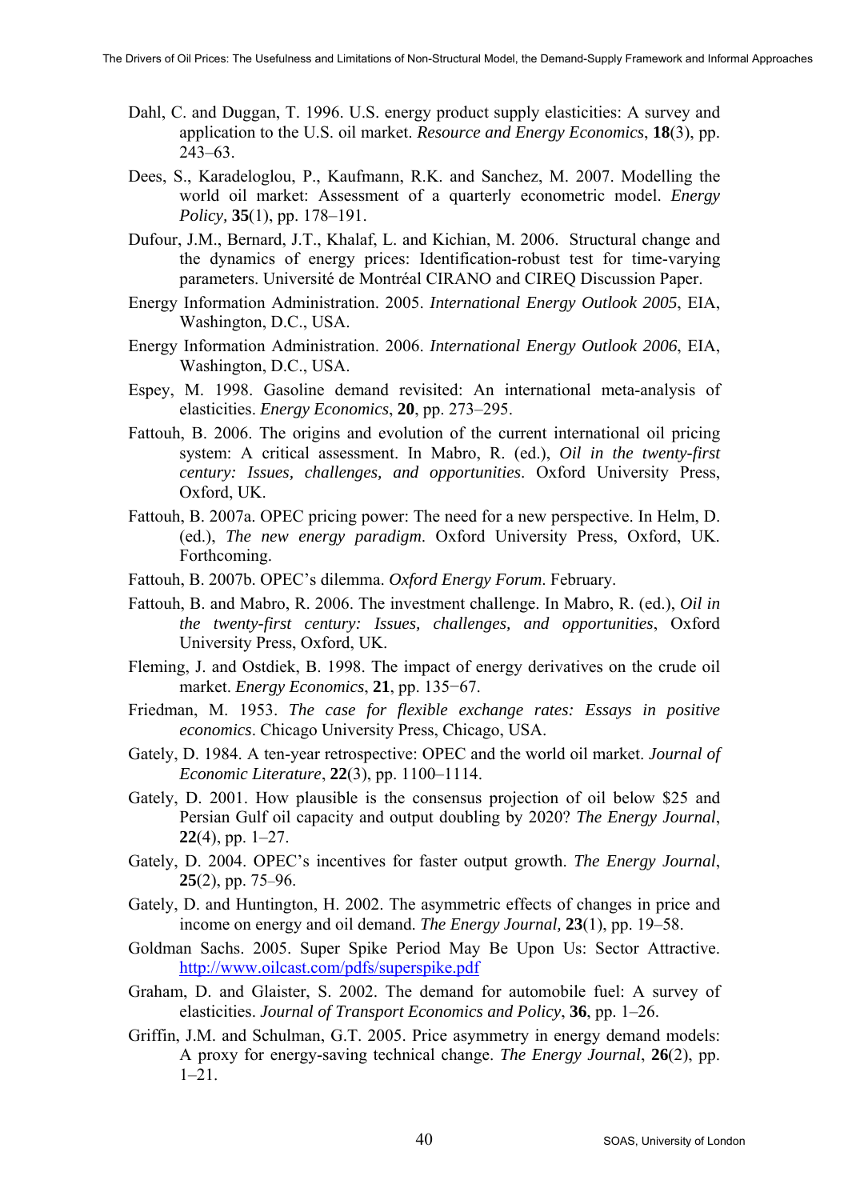Dahl, C. and Duggan, T. 1996. U.S. energy product supply elasticities: A survey and application to the U.S. oil market. *Resource and Energy Economics*, **18**(3), pp. 243–63.

Dees, S., Karadeloglou, P., Kaufmann, R.K. and Sanchez, M. 2007. Modelling the world oil market: Assessment of a quarterly econometric model. *Energy Policy,* **35**(1), pp. 178–191.

Dufour, J.M., Bernard, J.T., Khalaf, L. and Kichian, M. 2006. Structural change and the dynamics of energy prices: Identification-robust test for time-varying parameters. Université de Montréal CIRANO and CIREQ Discussion Paper.

Energy Information Administration. 2005. *International Energy Outlook 2005*, EIA, Washington, D.C., USA.

Energy Information Administration. 2006. *International Energy Outlook 2006*, EIA, Washington, D.C., USA.

Espey, M. 1998. Gasoline demand revisited: An international meta-analysis of elasticities. *Energy Economics*, **20**, pp. 273–295.

Fattouh, B. 2006. The origins and evolution of the current international oil pricing system: A critical assessment. In Mabro, R. (ed.), *Oil in the twenty-first century: Issues, challenges, and opportunities*. Oxford University Press, Oxford, UK.

Fattouh, B. 2007a. OPEC pricing power: The need for a new perspective. In Helm, D. (ed.), *The new energy paradigm*. Oxford University Press, Oxford, UK. Forthcoming.

Fattouh, B. 2007b. OPEC's dilemma. *Oxford Energy Forum*. February.

Fattouh, B. and Mabro, R. 2006. The investment challenge. In Mabro, R. (ed.), *Oil in the twenty-first century: Issues, challenges, and opportunities*, Oxford University Press, Oxford, UK.

Fleming, J. and Ostdiek, B. 1998. The impact of energy derivatives on the crude oil market. *Energy Economics*, **21**, pp. 135−67.

Friedman, M. 1953. *The case for flexible exchange rates: Essays in positive economics*. Chicago University Press, Chicago, USA.

Gately, D. 1984. A ten-year retrospective: OPEC and the world oil market. *Journal of Economic Literature*, **22**(3), pp. 1100–1114.

Gately, D. 2001. How plausible is the consensus projection of oil below $25 and Persian Gulf oil capacity and output doubling by 2020? *The Energy Journal*, **22**(4), pp. 1–27.

Gately, D. 2004. OPEC's incentives for faster output growth. *The Energy Journal*, **25**(2), pp. 75–96.

Gately, D. and Huntington, H. 2002. The asymmetric effects of changes in price and income on energy and oil demand. *The Energy Journal*, **23**(1), pp. 19–58.

Goldman Sachs. 2005. Super Spike Period May Be Upon Us: Sector Attractive. http://www.oilcast.com/pdfs/superspike.pdf

Graham, D. and Glaister, S. 2002. The demand for automobile fuel: A survey of elasticities. *Journal of Transport Economics and Policy*, **36**, pp. 1–26.

Griffin, J.M. and Schulman, G.T. 2005. Price asymmetry in energy demand models: A proxy for energy-saving technical change. *The Energy Journal*, **26**(2), pp. 1–21.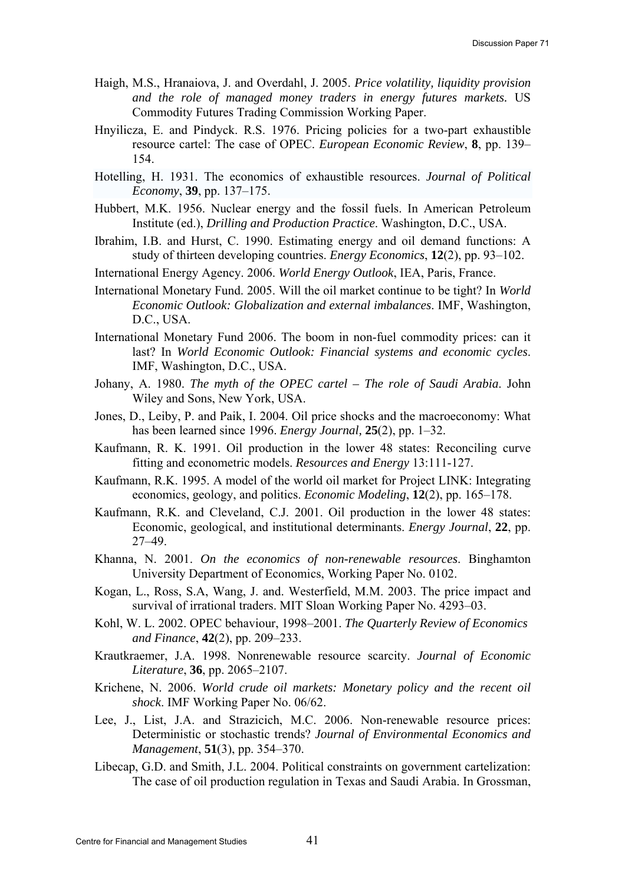Haigh, M.S., Hranaiova, J. and Overdahl, J. 2005. *Price volatility, liquidity provision and the role of managed money traders in energy futures markets.* US Commodity Futures Trading Commission Working Paper.

Hnyilicza, E. and Pindyck. R.S. 1976. Pricing policies for a two-part exhaustible resource cartel: The case of OPEC. *European Economic Review*, **8**, pp. 139–154.

Hotelling, H. 1931. The economics of exhaustible resources. *Journal of Political Economy*, **39**, pp. 137–175.

Hubbert, M.K. 1956. Nuclear energy and the fossil fuels. In American Petroleum Institute (ed.), *Drilling and Production Practice*. Washington, D.C., USA.

Ibrahim, I.B. and Hurst, C. 1990. Estimating energy and oil demand functions: A study of thirteen developing countries. *Energy Economics*, **12**(2), pp. 93–102.

International Energy Agency. 2006. *World Energy Outlook*, IEA, Paris, France.

International Monetary Fund. 2005. Will the oil market continue to be tight? In *World Economic Outlook: Globalization and external imbalances*. IMF, Washington, D.C., USA.

International Monetary Fund 2006. The boom in non-fuel commodity prices: can it last? In *World Economic Outlook: Financial systems and economic cycles*. IMF, Washington, D.C., USA.

Johany, A. 1980. *The myth of the OPEC cartel – The role of Saudi Arabia*. John Wiley and Sons, New York, USA.

Jones, D., Leiby, P. and Paik, I. 2004. Oil price shocks and the macroeconomy: What has been learned since 1996. *Energy Journal,* **25**(2), pp. 1–32.

Kaufmann, R. K. 1991. Oil production in the lower 48 states: Reconciling curve fitting and econometric models. *Resources and Energy* 13:111-127.

Kaufmann, R.K. 1995. A model of the world oil market for Project LINK: Integrating economics, geology, and politics. *Economic Modeling*, **12**(2), pp. 165–178.

Kaufmann, R.K. and Cleveland, C.J. 2001. Oil production in the lower 48 states: Economic, geological, and institutional determinants. *Energy Journal*, **22**, pp. 27–49.

Khanna, N. 2001. *On the economics of non-renewable resources*. Binghamton University Department of Economics, Working Paper No. 0102.

Kogan, L., Ross, S.A, Wang, J. and. Westerfield, M.M. 2003. The price impact and survival of irrational traders. MIT Sloan Working Paper No. 4293–03.

Kohl, W. L. 2002. OPEC behaviour, 1998–2001. *The Quarterly Review of Economics and Finance*, **42**(2), pp. 209–233.

Krautkraemer, J.A. 1998. Nonrenewable resource scarcity. *Journal of Economic Literature*, **36**, pp. 2065–2107.

Krichene, N. 2006. *World crude oil markets: Monetary policy and the recent oil shock*. IMF Working Paper No. 06/62.

Lee, J., List, J.A. and Strazicich, M.C. 2006. Non-renewable resource prices: Deterministic or stochastic trends? *Journal of Environmental Economics and Management*, **51**(3), pp. 354–370.

Libecap, G.D. and Smith, J.L. 2004. Political constraints on government cartelization: The case of oil production regulation in Texas and Saudi Arabia. In Grossman,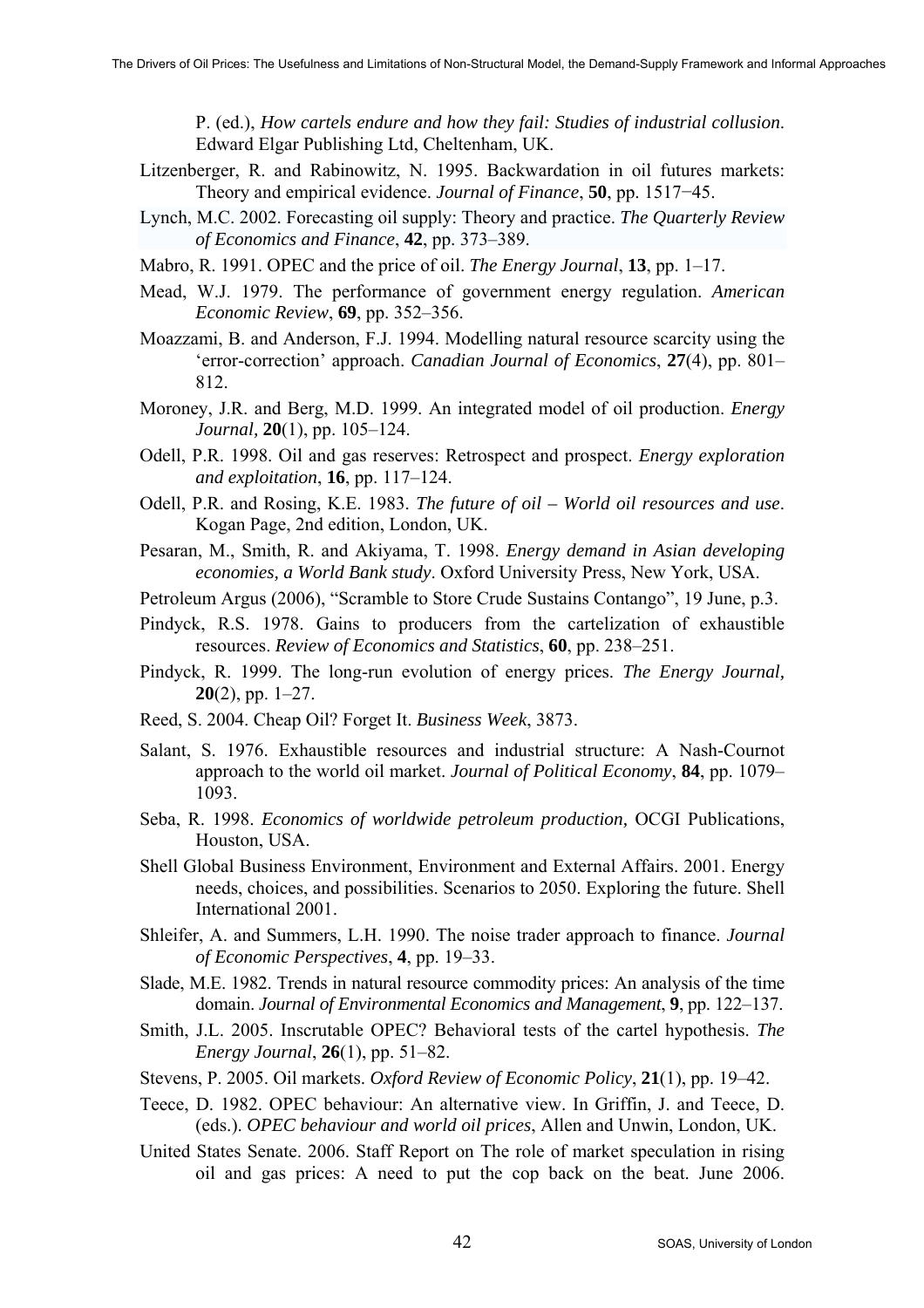P. (ed.), *How cartels endure and how they fail: Studies of industrial collusion*. Edward Elgar Publishing Ltd, Cheltenham, UK.

Litzenberger, R. and Rabinowitz, N. 1995. Backwardation in oil futures markets: Theory and empirical evidence. *Journal of Finance*, **50**, pp. 1517−45.

Lynch, M.C. 2002. Forecasting oil supply: Theory and practice. *The Quarterly Review of Economics and Finance*, **42**, pp. 373–389.

Mabro, R. 1991. OPEC and the price of oil. *The Energy Journal*, **13**, pp. 1–17.

Mead, W.J. 1979. The performance of government energy regulation. *American Economic Review*, **69**, pp. 352–356.

Moazzami, B. and Anderson, F.J. 1994. Modelling natural resource scarcity using the 'error-correction' approach. *Canadian Journal of Economics*, **27**(4), pp. 801–812.

Moroney, J.R. and Berg, M.D. 1999. An integrated model of oil production. *Energy Journal,* **20**(1), pp. 105–124.

Odell, P.R. 1998. Oil and gas reserves: Retrospect and prospect. *Energy exploration and exploitation*, **16**, pp. 117–124.

Odell, P.R. and Rosing, K.E. 1983. *The future of oil – World oil resources and use*. Kogan Page, 2nd edition, London, UK.

Pesaran, M., Smith, R. and Akiyama, T. 1998. *Energy demand in Asian developing economies, a World Bank study*. Oxford University Press, New York, USA.

Petroleum Argus (2006), "Scramble to Store Crude Sustains Contango", 19 June, p.3.

Pindyck, R.S. 1978. Gains to producers from the cartelization of exhaustible resources. *Review of Economics and Statistics*, **60**, pp. 238–251.

Pindyck, R. 1999. The long-run evolution of energy prices. *The Energy Journal,* **20**(2), pp. 1–27.

Reed, S. 2004. Cheap Oil? Forget It. *Business Week*, 3873.

Salant, S. 1976. Exhaustible resources and industrial structure: A Nash-Cournot approach to the world oil market. *Journal of Political Economy*, **84**, pp. 1079–1093.

Seba, R. 1998. *Economics of worldwide petroleum production,* OCGI Publications, Houston, USA.

Shell Global Business Environment, Environment and External Affairs. 2001. Energy needs, choices, and possibilities. Scenarios to 2050. Exploring the future. Shell International 2001.

Shleifer, A. and Summers, L.H. 1990. The noise trader approach to finance. *Journal of Economic Perspectives*, **4**, pp. 19–33.

Slade, M.E. 1982. Trends in natural resource commodity prices: An analysis of the time domain. *Journal of Environmental Economics and Management*, **9**, pp. 122–137.

Smith, J.L. 2005. Inscrutable OPEC? Behavioral tests of the cartel hypothesis. *The Energy Journal*, **26**(1), pp. 51–82.

Stevens, P. 2005. Oil markets. *Oxford Review of Economic Policy*, **21**(1), pp. 19–42.

Teece, D. 1982. OPEC behaviour: An alternative view. In Griffin, J. and Teece, D. (eds.). *OPEC behaviour and world oil prices*, Allen and Unwin, London, UK.

United States Senate. 2006. Staff Report on The role of market speculation in rising oil and gas prices: A need to put the cop back on the beat. June 2006.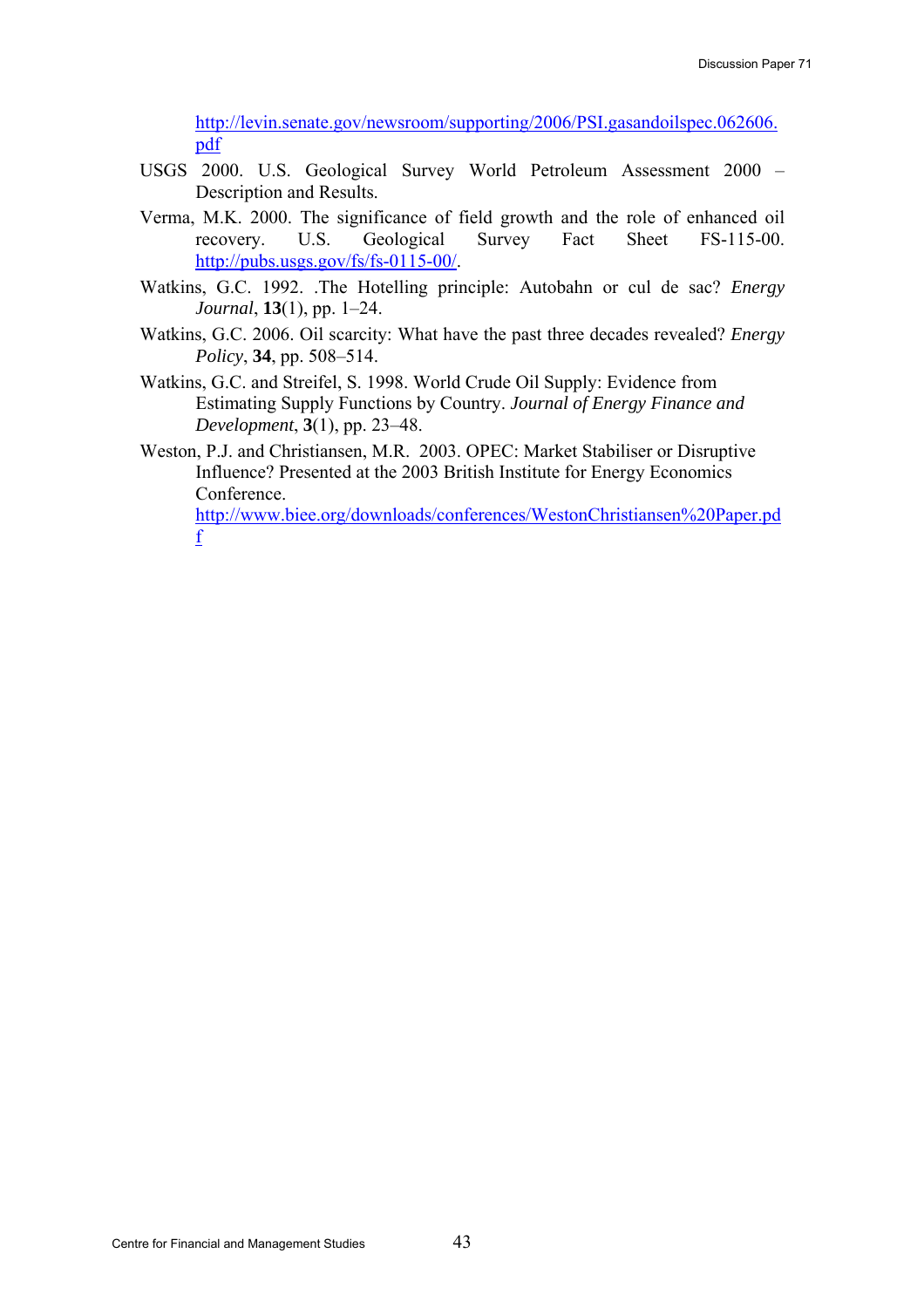http://levin.senate.gov/newsroom/supporting/2006/PSI.gasandoilspec.062606.pdf

USGS 2000. U.S. Geological Survey World Petroleum Assessment 2000 – Description and Results.

Verma, M.K. 2000. The significance of field growth and the role of enhanced oil recovery. U.S. Geological Survey Fact Sheet FS-115-00. http://pubs.usgs.gov/fs/fs-0115-00/.

Watkins, G.C. 1992. .The Hotelling principle: Autobahn or cul de sac? *Energy Journal*, **13**(1), pp. 1–24.

Watkins, G.C. 2006. Oil scarcity: What have the past three decades revealed? *Energy Policy*, **34**, pp. 508–514.

Watkins, G.C. and Streifel, S. 1998. World Crude Oil Supply: Evidence from Estimating Supply Functions by Country. *Journal of Energy Finance and Development*, **3**(1), pp. 23–48.

Weston, P.J. and Christiansen, M.R. 2003. OPEC: Market Stabiliser or Disruptive Influence? Presented at the 2003 British Institute for Energy Economics Conference. http://www.biee.org/downloads/conferences/WestonChristiansen%20Paper.pdf